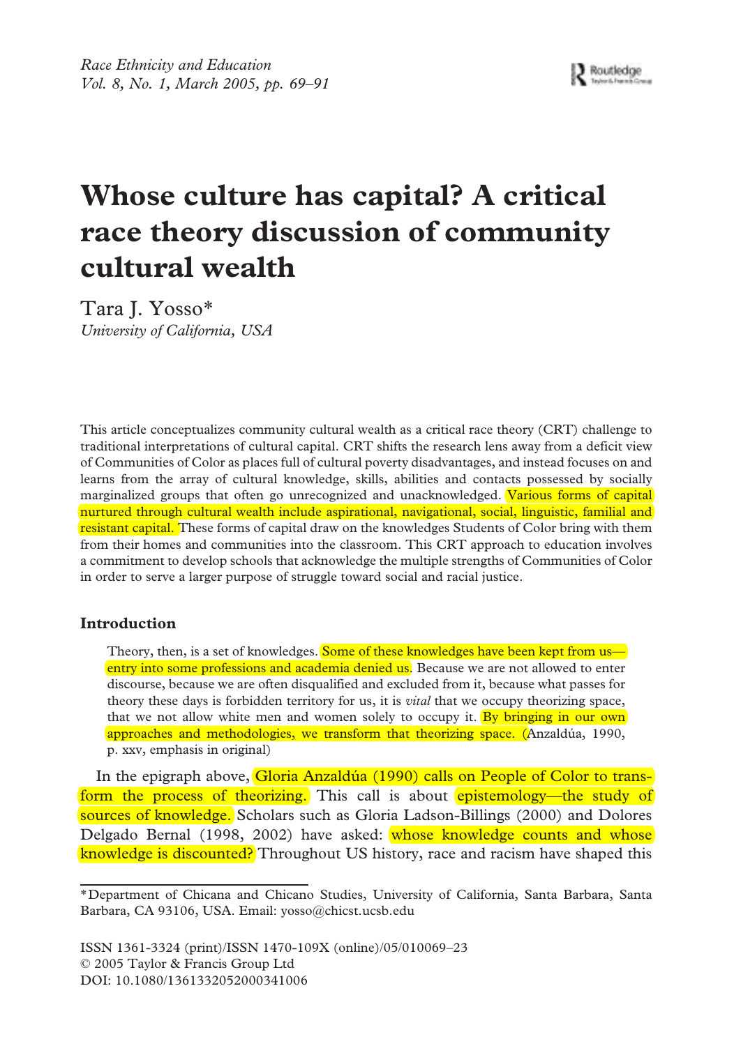# Whose culture has capital? A critical race theory discussion of community cultural wealth

Tara J. Yosso*

*University of California, USA*

This article conceptualizes community cultural wealth as a critical race theory (CRT) challenge to traditional interpretations of cultural capital. CRT shifts the research lens away from a deficit view of Communities of Color as places full of cultural poverty disadvantages, and instead focuses on and learns from the array of cultural knowledge, skills, abilities and contacts possessed by socially marginalized groups that often go unrecognized and unacknowledged. Various forms of capital nurtured through cultural wealth include aspirational, navigational, social, linguistic, familial and resistant capital. These forms of capital draw on the knowledges Students of Color bring with them from their homes and communities into the classroom. This CRT approach to education involves a commitment to develop schools that acknowledge the multiple strengths of Communities of Color in order to serve a larger purpose of struggle toward social and racial justice.

## Introduction

> Theory, then, is a set of knowledges. Some of these knowledges have been kept from us—entry into some professions and academia denied us. Because we are not allowed to enter discourse, because we are often disqualified and excluded from it, because what passes for theory these days is forbidden territory for us, it is *vital* that we occupy theorizing space, that we not allow white men and women solely to occupy it. By bringing in our own approaches and methodologies, we transform that theorizing space. (Anzaldúa, 1990, p. xxv, emphasis in original)

In the epigraph above, Gloria Anzaldúa (1990) calls on People of Color to transform the process of theorizing. This call is about epistemology—the study of sources of knowledge. Scholars such as Gloria Ladson-Billings (2000) and Dolores Delgado Bernal (1998, 2002) have asked: whose knowledge counts and whose knowledge is discounted? Throughout US history, race and racism have shaped this

---

*Department of Chicana and Chicano Studies, University of California, Santa Barbara, Santa Barbara, CA 93106, USA. Email: yosso@chicst.ucsb.edu

ISSN 1361-3324 (print)/ISSN 1470-109X (online)/05/010069–23
© 2005 Taylor & Francis Group Ltd
DOI: 10.1080/1361332052000341006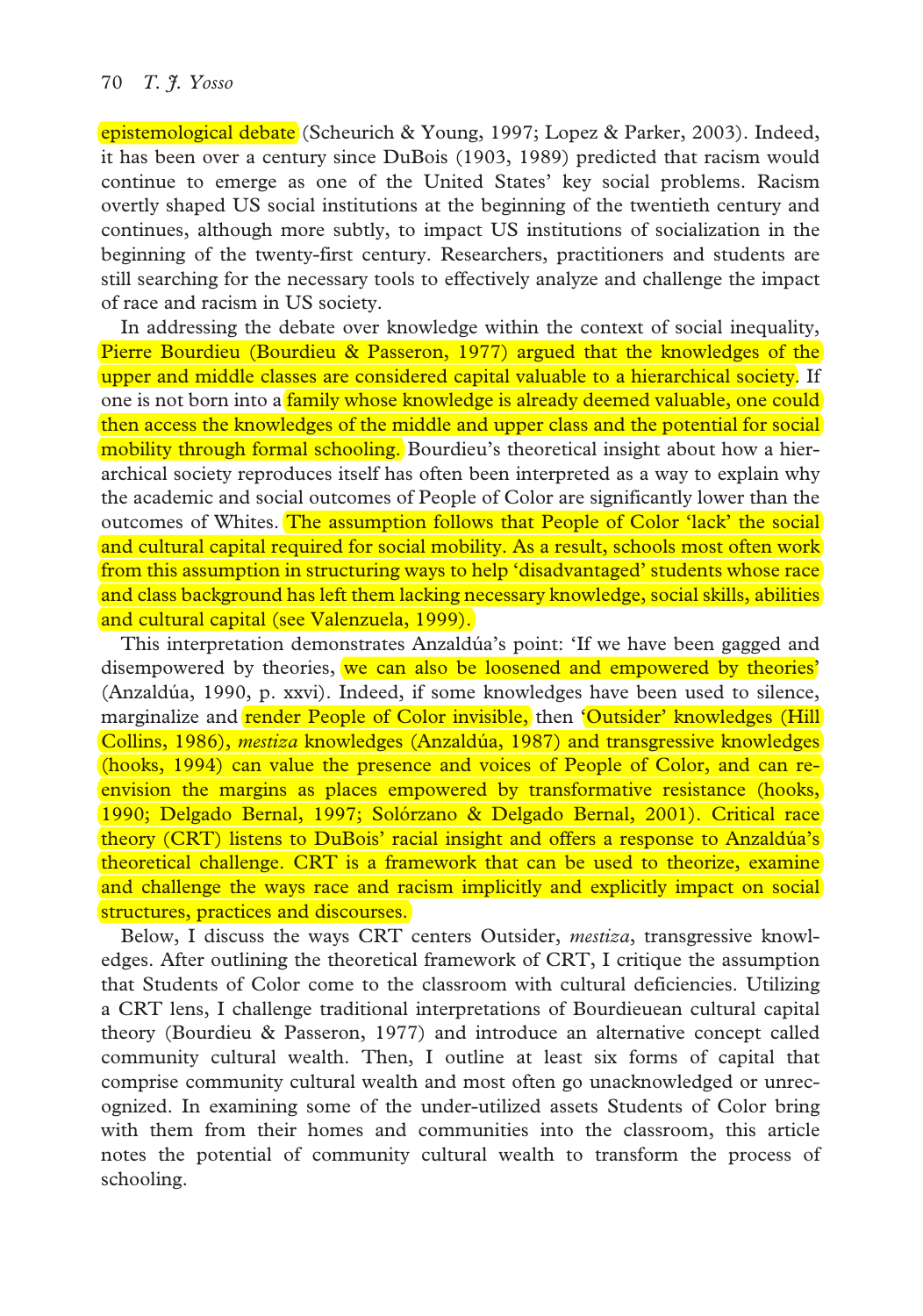epistemological debate (Scheurich & Young, 1997; Lopez & Parker, 2003). Indeed, it has been over a century since DuBois (1903, 1989) predicted that racism would continue to emerge as one of the United States' key social problems. Racism overtly shaped US social institutions at the beginning of the twentieth century and continues, although more subtly, to impact US institutions of socialization in the beginning of the twenty-first century. Researchers, practitioners and students are still searching for the necessary tools to effectively analyze and challenge the impact of race and racism in US society.

In addressing the debate over knowledge within the context of social inequality, Pierre Bourdieu (Bourdieu & Passeron, 1977) argued that the knowledges of the upper and middle classes are considered capital valuable to a hierarchical society. If one is not born into a family whose knowledge is already deemed valuable, one could then access the knowledges of the middle and upper class and the potential for social mobility through formal schooling. Bourdieu's theoretical insight about how a hierarchical society reproduces itself has often been interpreted as a way to explain why the academic and social outcomes of People of Color are significantly lower than the outcomes of Whites. The assumption follows that People of Color 'lack' the social and cultural capital required for social mobility. As a result, schools most often work from this assumption in structuring ways to help 'disadvantaged' students whose race and class background has left them lacking necessary knowledge, social skills, abilities and cultural capital (see Valenzuela, 1999).

This interpretation demonstrates Anzaldúa's point: 'If we have been gagged and disempowered by theories, we can also be loosened and empowered by theories' (Anzaldúa, 1990, p. xxvi). Indeed, if some knowledges have been used to silence, marginalize and render People of Color invisible, then 'Outsider' knowledges (Hill Collins, 1986), *mestiza* knowledges (Anzaldúa, 1987) and transgressive knowledges (hooks, 1994) can value the presence and voices of People of Color, and can re-envision the margins as places empowered by transformative resistance (hooks, 1990; Delgado Bernal, 1997; Solórzano & Delgado Bernal, 2001). Critical race theory (CRT) listens to DuBois' racial insight and offers a response to Anzaldúa's theoretical challenge. CRT is a framework that can be used to theorize, examine and challenge the ways race and racism implicitly and explicitly impact on social structures, practices and discourses.

Below, I discuss the ways CRT centers Outsider, *mestiza*, transgressive knowledges. After outlining the theoretical framework of CRT, I critique the assumption that Students of Color come to the classroom with cultural deficiencies. Utilizing a CRT lens, I challenge traditional interpretations of Bourdieuean cultural capital theory (Bourdieu & Passeron, 1977) and introduce an alternative concept called community cultural wealth. Then, I outline at least six forms of capital that comprise community cultural wealth and most often go unacknowledged or unrecognized. In examining some of the under-utilized assets Students of Color bring with them from their homes and communities into the classroom, this article notes the potential of community cultural wealth to transform the process of schooling.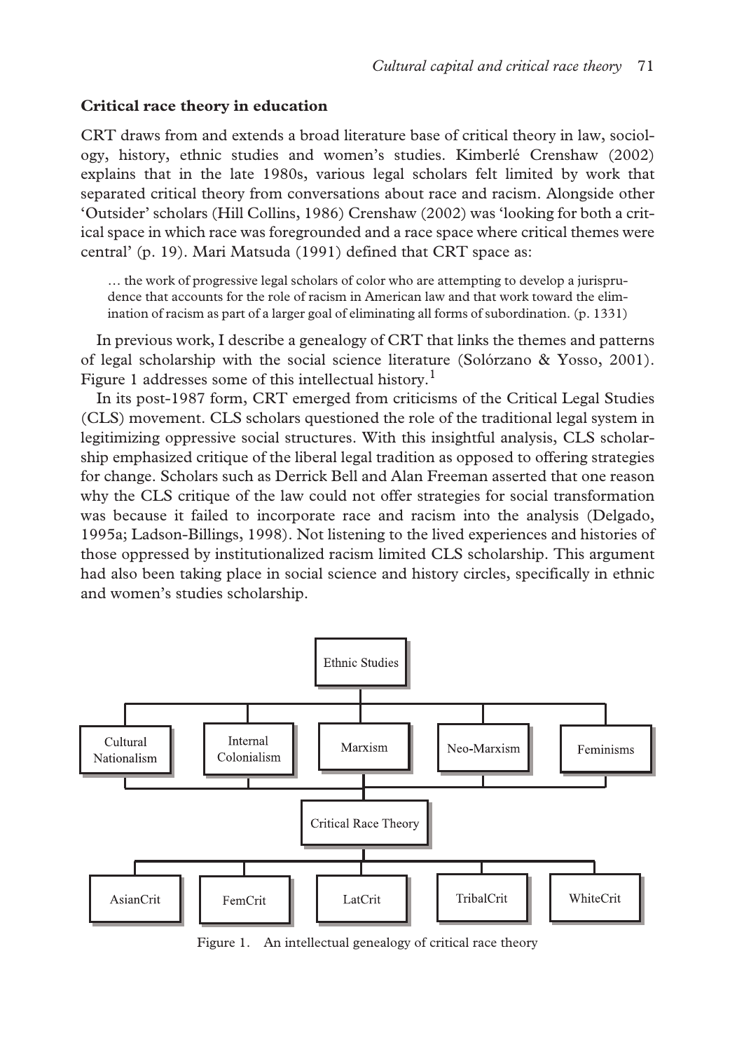## Critical race theory in education

CRT draws from and extends a broad literature base of critical theory in law, sociology, history, ethnic studies and women's studies. Kimberlé Crenshaw (2002) explains that in the late 1980s, various legal scholars felt limited by work that separated critical theory from conversations about race and racism. Alongside other 'Outsider' scholars (Hill Collins, 1986) Crenshaw (2002) was 'looking for both a critical space in which race was foregrounded and a race space where critical themes were central' (p. 19). Mari Matsuda (1991) defined that CRT space as:

> … the work of progressive legal scholars of color who are attempting to develop a jurisprudence that accounts for the role of racism in American law and that work toward the elimination of racism as part of a larger goal of eliminating all forms of subordination. (p. 1331)

In previous work, I describe a genealogy of CRT that links the themes and patterns of legal scholarship with the social science literature (Solórzano & Yosso, 2001). Figure 1 addresses some of this intellectual history.[1]

In its post-1987 form, CRT emerged from criticisms of the Critical Legal Studies (CLS) movement. CLS scholars questioned the role of the traditional legal system in legitimizing oppressive social structures. With this insightful analysis, CLS scholarship emphasized critique of the liberal legal tradition as opposed to offering strategies for change. Scholars such as Derrick Bell and Alan Freeman asserted that one reason why the CLS critique of the law could not offer strategies for social transformation was because it failed to incorporate race and racism into the analysis (Delgado, 1995a; Ladson-Billings, 1998). Not listening to the lived experiences and histories of those oppressed by institutionalized racism limited CLS scholarship. This argument had also been taking place in social science and history circles, specifically in ethnic and women's studies scholarship.

Figure 1. An intellectual genealogy of critical race theory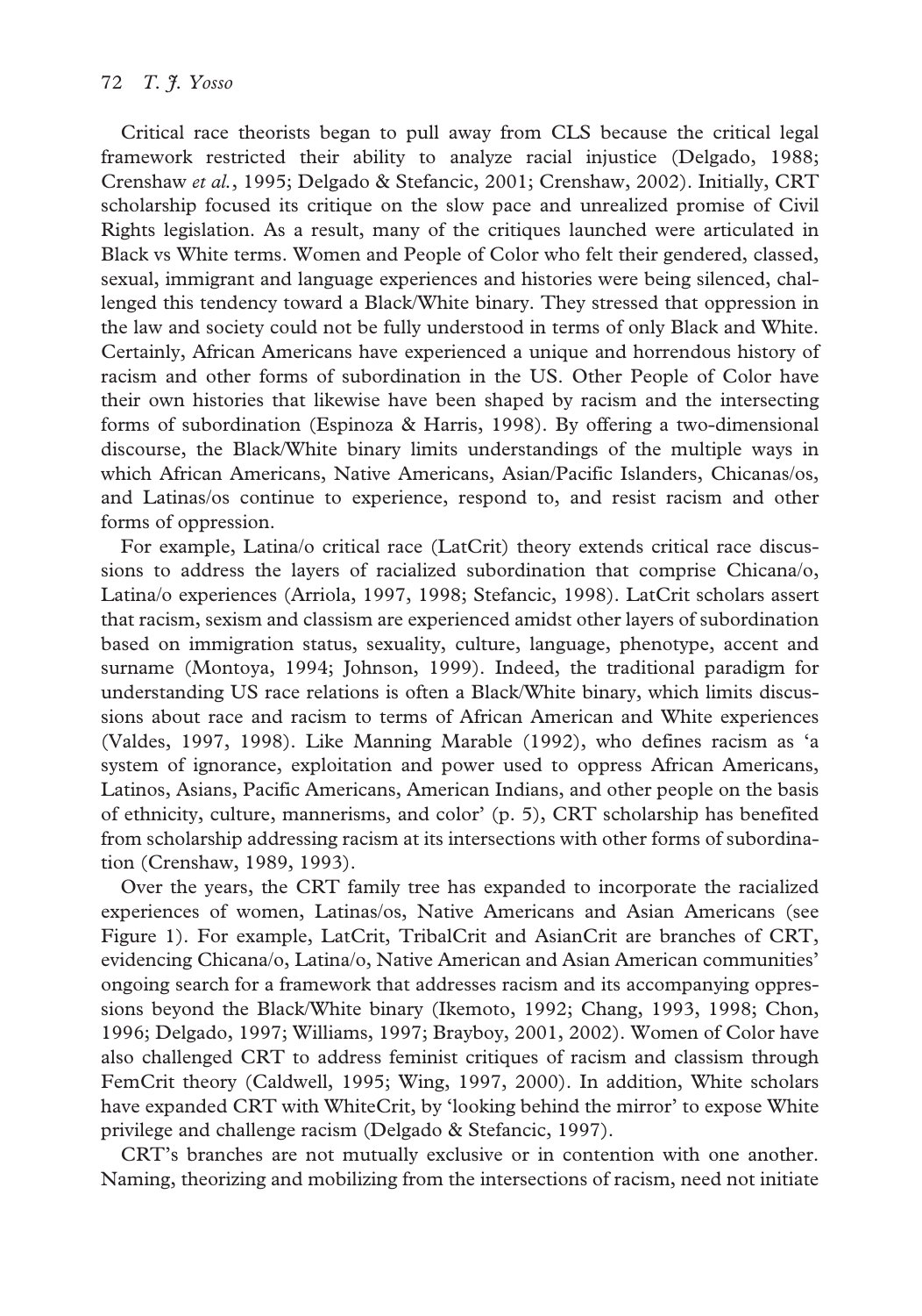Critical race theorists began to pull away from CLS because the critical legal framework restricted their ability to analyze racial injustice (Delgado, 1988; Crenshaw *et al.*, 1995; Delgado & Stefancic, 2001; Crenshaw, 2002). Initially, CRT scholarship focused its critique on the slow pace and unrealized promise of Civil Rights legislation. As a result, many of the critiques launched were articulated in Black vs White terms. Women and People of Color who felt their gendered, classed, sexual, immigrant and language experiences and histories were being silenced, challenged this tendency toward a Black/White binary. They stressed that oppression in the law and society could not be fully understood in terms of only Black and White. Certainly, African Americans have experienced a unique and horrendous history of racism and other forms of subordination in the US. Other People of Color have their own histories that likewise have been shaped by racism and the intersecting forms of subordination (Espinoza & Harris, 1998). By offering a two-dimensional discourse, the Black/White binary limits understandings of the multiple ways in which African Americans, Native Americans, Asian/Pacific Islanders, Chicanas/os, and Latinas/os continue to experience, respond to, and resist racism and other forms of oppression.

For example, Latina/o critical race (LatCrit) theory extends critical race discussions to address the layers of racialized subordination that comprise Chicana/o, Latina/o experiences (Arriola, 1997, 1998; Stefancic, 1998). LatCrit scholars assert that racism, sexism and classism are experienced amidst other layers of subordination based on immigration status, sexuality, culture, language, phenotype, accent and surname (Montoya, 1994; Johnson, 1999). Indeed, the traditional paradigm for understanding US race relations is often a Black/White binary, which limits discussions about race and racism to terms of African American and White experiences (Valdes, 1997, 1998). Like Manning Marable (1992), who defines racism as 'a system of ignorance, exploitation and power used to oppress African Americans, Latinos, Asians, Pacific Americans, American Indians, and other people on the basis of ethnicity, culture, mannerisms, and color' (p. 5), CRT scholarship has benefited from scholarship addressing racism at its intersections with other forms of subordination (Crenshaw, 1989, 1993).

Over the years, the CRT family tree has expanded to incorporate the racialized experiences of women, Latinas/os, Native Americans and Asian Americans (see Figure 1). For example, LatCrit, TribalCrit and AsianCrit are branches of CRT, evidencing Chicana/o, Latina/o, Native American and Asian American communities' ongoing search for a framework that addresses racism and its accompanying oppressions beyond the Black/White binary (Ikemoto, 1992; Chang, 1993, 1998; Chon, 1996; Delgado, 1997; Williams, 1997; Brayboy, 2001, 2002). Women of Color have also challenged CRT to address feminist critiques of racism and classism through FemCrit theory (Caldwell, 1995; Wing, 1997, 2000). In addition, White scholars have expanded CRT with WhiteCrit, by 'looking behind the mirror' to expose White privilege and challenge racism (Delgado & Stefancic, 1997).

CRT's branches are not mutually exclusive or in contention with one another. Naming, theorizing and mobilizing from the intersections of racism, need not initiate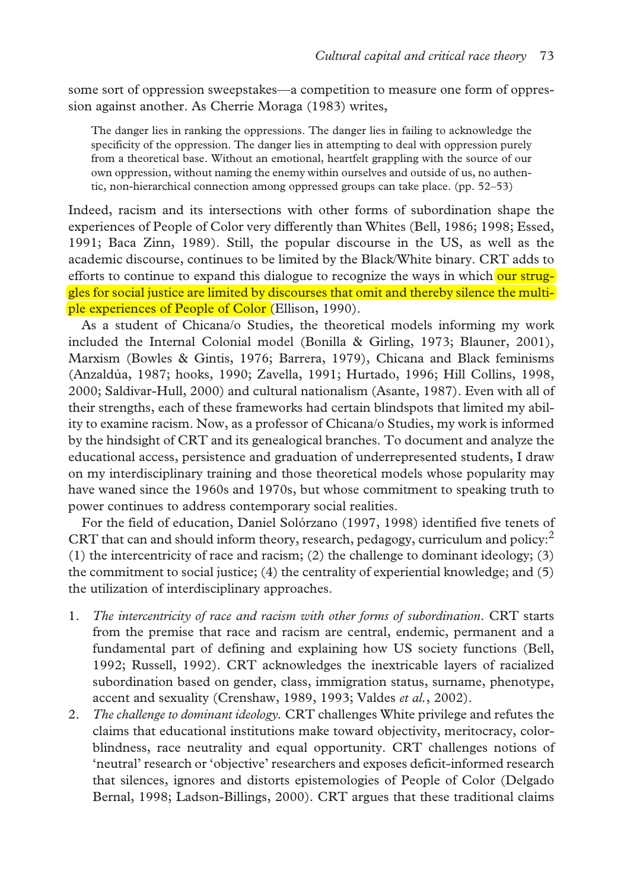some sort of oppression sweepstakes—a competition to measure one form of oppression against another. As Cherrie Moraga (1983) writes,

> The danger lies in ranking the oppressions. The danger lies in failing to acknowledge the specificity of the oppression. The danger lies in attempting to deal with oppression purely from a theoretical base. Without an emotional, heartfelt grappling with the source of our own oppression, without naming the enemy within ourselves and outside of us, no authentic, non-hierarchical connection among oppressed groups can take place. (pp. 52–53)

Indeed, racism and its intersections with other forms of subordination shape the experiences of People of Color very differently than Whites (Bell, 1986; 1998; Essed, 1991; Baca Zinn, 1989). Still, the popular discourse in the US, as well as the academic discourse, continues to be limited by the Black/White binary. CRT adds to efforts to continue to expand this dialogue to recognize the ways in which our struggles for social justice are limited by discourses that omit and thereby silence the multiple experiences of People of Color (Ellison, 1990).

As a student of Chicana/o Studies, the theoretical models informing my work included the Internal Colonial model (Bonilla & Girling, 1973; Blauner, 2001), Marxism (Bowles & Gintis, 1976; Barrera, 1979), Chicana and Black feminisms (Anzaldúa, 1987; hooks, 1990; Zavella, 1991; Hurtado, 1996; Hill Collins, 1998, 2000; Saldivar-Hull, 2000) and cultural nationalism (Asante, 1987). Even with all of their strengths, each of these frameworks had certain blindspots that limited my ability to examine racism. Now, as a professor of Chicana/o Studies, my work is informed by the hindsight of CRT and its genealogical branches. To document and analyze the educational access, persistence and graduation of underrepresented students, I draw on my interdisciplinary training and those theoretical models whose popularity may have waned since the 1960s and 1970s, but whose commitment to speaking truth to power continues to address contemporary social realities.

For the field of education, Daniel Solórzano (1997, 1998) identified five tenets of CRT that can and should inform theory, research, pedagogy, curriculum and policy:[2] (1) the intercentricity of race and racism; (2) the challenge to dominant ideology; (3) the commitment to social justice; (4) the centrality of experiential knowledge; and (5) the utilization of interdisciplinary approaches.

1. *The intercentricity of race and racism with other forms of subordination*. CRT starts from the premise that race and racism are central, endemic, permanent and a fundamental part of defining and explaining how US society functions (Bell, 1992; Russell, 1992). CRT acknowledges the inextricable layers of racialized subordination based on gender, class, immigration status, surname, phenotype, accent and sexuality (Crenshaw, 1989, 1993; Valdes *et al.*, 2002).
2. *The challenge to dominant ideology.* CRT challenges White privilege and refutes the claims that educational institutions make toward objectivity, meritocracy, colorblindness, race neutrality and equal opportunity. CRT challenges notions of 'neutral' research or 'objective' researchers and exposes deficit-informed research that silences, ignores and distorts epistemologies of People of Color (Delgado Bernal, 1998; Ladson-Billings, 2000). CRT argues that these traditional claims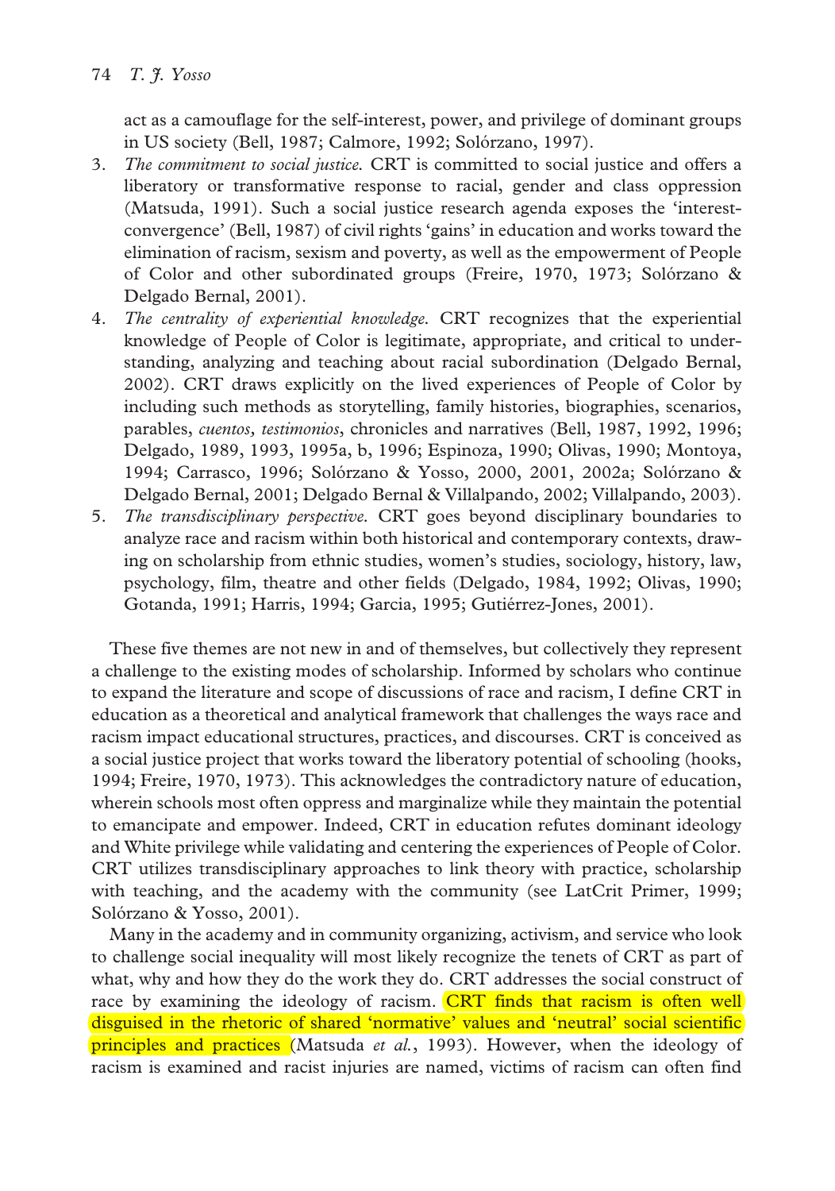act as a camouflage for the self-interest, power, and privilege of dominant groups in US society (Bell, 1987; Calmore, 1992; Solórzano, 1997).

3. *The commitment to social justice.* CRT is committed to social justice and offers a liberatory or transformative response to racial, gender and class oppression (Matsuda, 1991). Such a social justice research agenda exposes the 'interest-convergence' (Bell, 1987) of civil rights 'gains' in education and works toward the elimination of racism, sexism and poverty, as well as the empowerment of People of Color and other subordinated groups (Freire, 1970, 1973; Solórzano & Delgado Bernal, 2001).
4. *The centrality of experiential knowledge.* CRT recognizes that the experiential knowledge of People of Color is legitimate, appropriate, and critical to understanding, analyzing and teaching about racial subordination (Delgado Bernal, 2002). CRT draws explicitly on the lived experiences of People of Color by including such methods as storytelling, family histories, biographies, scenarios, parables, *cuentos, testimonios*, chronicles and narratives (Bell, 1987, 1992, 1996; Delgado, 1989, 1993, 1995a, b, 1996; Espinoza, 1990; Olivas, 1990; Montoya, 1994; Carrasco, 1996; Solórzano & Yosso, 2000, 2001, 2002a; Solórzano & Delgado Bernal, 2001; Delgado Bernal & Villalpando, 2002; Villalpando, 2003).
5. *The transdisciplinary perspective.* CRT goes beyond disciplinary boundaries to analyze race and racism within both historical and contemporary contexts, drawing on scholarship from ethnic studies, women's studies, sociology, history, law, psychology, film, theatre and other fields (Delgado, 1984, 1992; Olivas, 1990; Gotanda, 1991; Harris, 1994; Garcia, 1995; Gutiérrez-Jones, 2001).

These five themes are not new in and of themselves, but collectively they represent a challenge to the existing modes of scholarship. Informed by scholars who continue to expand the literature and scope of discussions of race and racism, I define CRT in education as a theoretical and analytical framework that challenges the ways race and racism impact educational structures, practices, and discourses. CRT is conceived as a social justice project that works toward the liberatory potential of schooling (hooks, 1994; Freire, 1970, 1973). This acknowledges the contradictory nature of education, wherein schools most often oppress and marginalize while they maintain the potential to emancipate and empower. Indeed, CRT in education refutes dominant ideology and White privilege while validating and centering the experiences of People of Color. CRT utilizes transdisciplinary approaches to link theory with practice, scholarship with teaching, and the academy with the community (see LatCrit Primer, 1999; Solórzano & Yosso, 2001).

Many in the academy and in community organizing, activism, and service who look to challenge social inequality will most likely recognize the tenets of CRT as part of what, why and how they do the work they do. CRT addresses the social construct of race by examining the ideology of racism. CRT finds that racism is often well disguised in the rhetoric of shared 'normative' values and 'neutral' social scientific principles and practices (Matsuda *et al.*, 1993). However, when the ideology of racism is examined and racist injuries are named, victims of racism can often find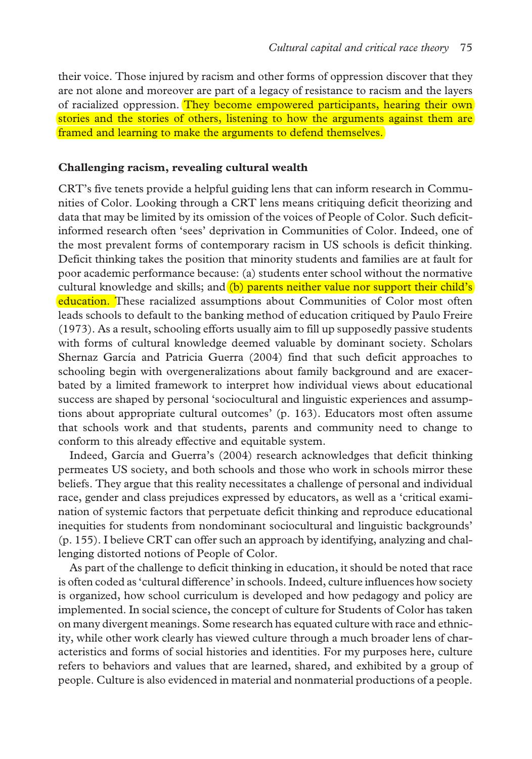their voice. Those injured by racism and other forms of oppression discover that they are not alone and moreover are part of a legacy of resistance to racism and the layers of racialized oppression. They become empowered participants, hearing their own stories and the stories of others, listening to how the arguments against them are framed and learning to make the arguments to defend themselves.

### Challenging racism, revealing cultural wealth

CRT's five tenets provide a helpful guiding lens that can inform research in Communities of Color. Looking through a CRT lens means critiquing deficit theorizing and data that may be limited by its omission of the voices of People of Color. Such deficit-informed research often 'sees' deprivation in Communities of Color. Indeed, one of the most prevalent forms of contemporary racism in US schools is deficit thinking. Deficit thinking takes the position that minority students and families are at fault for poor academic performance because: (a) students enter school without the normative cultural knowledge and skills; and (b) parents neither value nor support their child's education. These racialized assumptions about Communities of Color most often leads schools to default to the banking method of education critiqued by Paulo Freire (1973). As a result, schooling efforts usually aim to fill up supposedly passive students with forms of cultural knowledge deemed valuable by dominant society. Scholars Shernaz García and Patricia Guerra (2004) find that such deficit approaches to schooling begin with overgeneralizations about family background and are exacerbated by a limited framework to interpret how individual views about educational success are shaped by personal 'sociocultural and linguistic experiences and assumptions about appropriate cultural outcomes' (p. 163). Educators most often assume that schools work and that students, parents and community need to change to conform to this already effective and equitable system.

Indeed, García and Guerra's (2004) research acknowledges that deficit thinking permeates US society, and both schools and those who work in schools mirror these beliefs. They argue that this reality necessitates a challenge of personal and individual race, gender and class prejudices expressed by educators, as well as a 'critical examination of systemic factors that perpetuate deficit thinking and reproduce educational inequities for students from nondominant sociocultural and linguistic backgrounds' (p. 155). I believe CRT can offer such an approach by identifying, analyzing and challenging distorted notions of People of Color.

As part of the challenge to deficit thinking in education, it should be noted that race is often coded as 'cultural difference' in schools. Indeed, culture influences how society is organized, how school curriculum is developed and how pedagogy and policy are implemented. In social science, the concept of culture for Students of Color has taken on many divergent meanings. Some research has equated culture with race and ethnicity, while other work clearly has viewed culture through a much broader lens of characteristics and forms of social histories and identities. For my purposes here, culture refers to behaviors and values that are learned, shared, and exhibited by a group of people. Culture is also evidenced in material and nonmaterial productions of a people.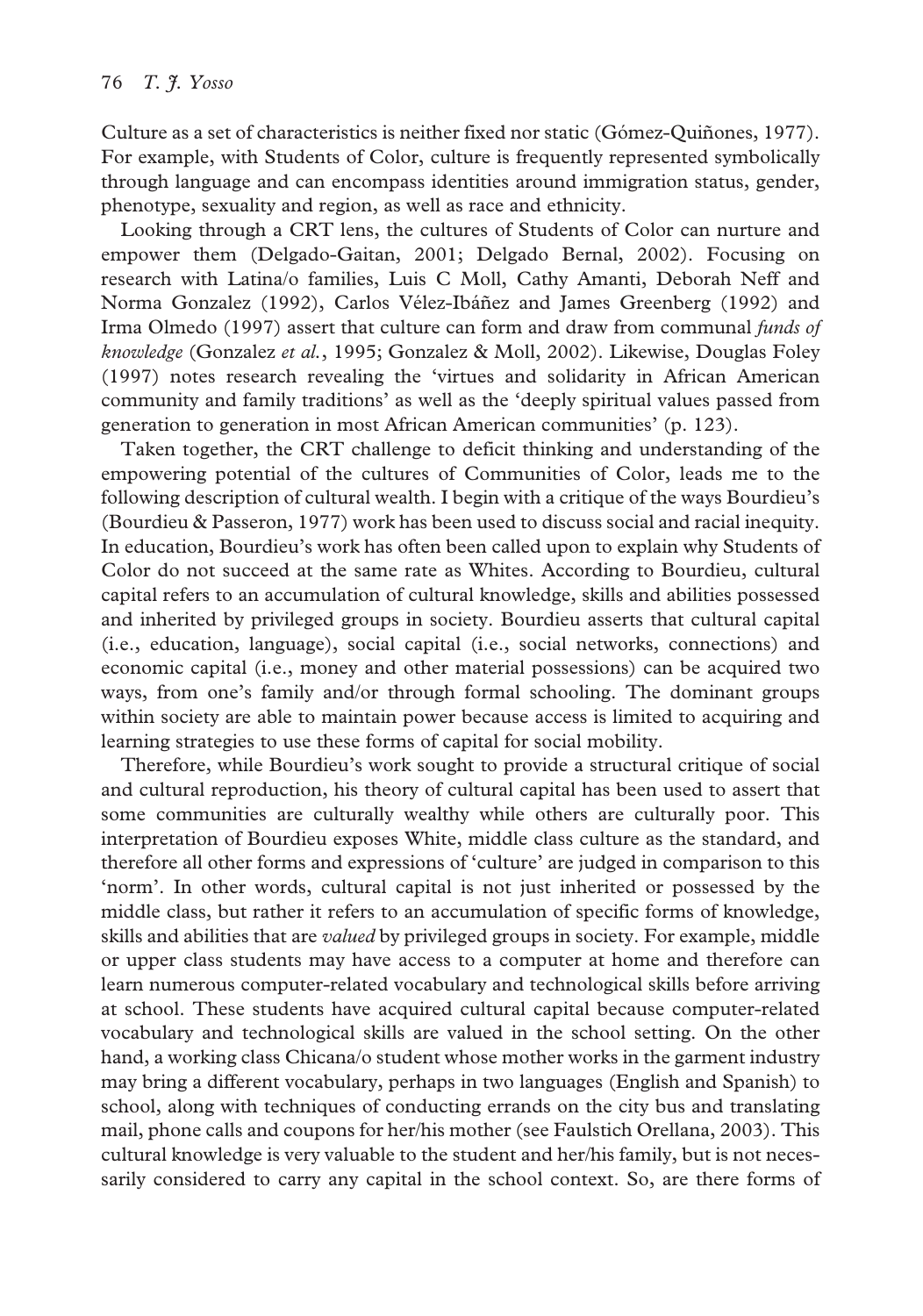Culture as a set of characteristics is neither fixed nor static (Gómez-Quiñones, 1977). For example, with Students of Color, culture is frequently represented symbolically through language and can encompass identities around immigration status, gender, phenotype, sexuality and region, as well as race and ethnicity.

Looking through a CRT lens, the cultures of Students of Color can nurture and empower them (Delgado-Gaitan, 2001; Delgado Bernal, 2002). Focusing on research with Latina/o families, Luis C Moll, Cathy Amanti, Deborah Neff and Norma Gonzalez (1992), Carlos Vélez-Ibáñez and James Greenberg (1992) and Irma Olmedo (1997) assert that culture can form and draw from communal *funds of knowledge* (Gonzalez *et al.*, 1995; Gonzalez & Moll, 2002). Likewise, Douglas Foley (1997) notes research revealing the 'virtues and solidarity in African American community and family traditions' as well as the 'deeply spiritual values passed from generation to generation in most African American communities' (p. 123).

Taken together, the CRT challenge to deficit thinking and understanding of the empowering potential of the cultures of Communities of Color, leads me to the following description of cultural wealth. I begin with a critique of the ways Bourdieu's (Bourdieu & Passeron, 1977) work has been used to discuss social and racial inequity. In education, Bourdieu's work has often been called upon to explain why Students of Color do not succeed at the same rate as Whites. According to Bourdieu, cultural capital refers to an accumulation of cultural knowledge, skills and abilities possessed and inherited by privileged groups in society. Bourdieu asserts that cultural capital (i.e., education, language), social capital (i.e., social networks, connections) and economic capital (i.e., money and other material possessions) can be acquired two ways, from one's family and/or through formal schooling. The dominant groups within society are able to maintain power because access is limited to acquiring and learning strategies to use these forms of capital for social mobility.

Therefore, while Bourdieu's work sought to provide a structural critique of social and cultural reproduction, his theory of cultural capital has been used to assert that some communities are culturally wealthy while others are culturally poor. This interpretation of Bourdieu exposes White, middle class culture as the standard, and therefore all other forms and expressions of 'culture' are judged in comparison to this 'norm'. In other words, cultural capital is not just inherited or possessed by the middle class, but rather it refers to an accumulation of specific forms of knowledge, skills and abilities that are *valued* by privileged groups in society. For example, middle or upper class students may have access to a computer at home and therefore can learn numerous computer-related vocabulary and technological skills before arriving at school. These students have acquired cultural capital because computer-related vocabulary and technological skills are valued in the school setting. On the other hand, a working class Chicana/o student whose mother works in the garment industry may bring a different vocabulary, perhaps in two languages (English and Spanish) to school, along with techniques of conducting errands on the city bus and translating mail, phone calls and coupons for her/his mother (see Faulstich Orellana, 2003). This cultural knowledge is very valuable to the student and her/his family, but is not necessarily considered to carry any capital in the school context. So, are there forms of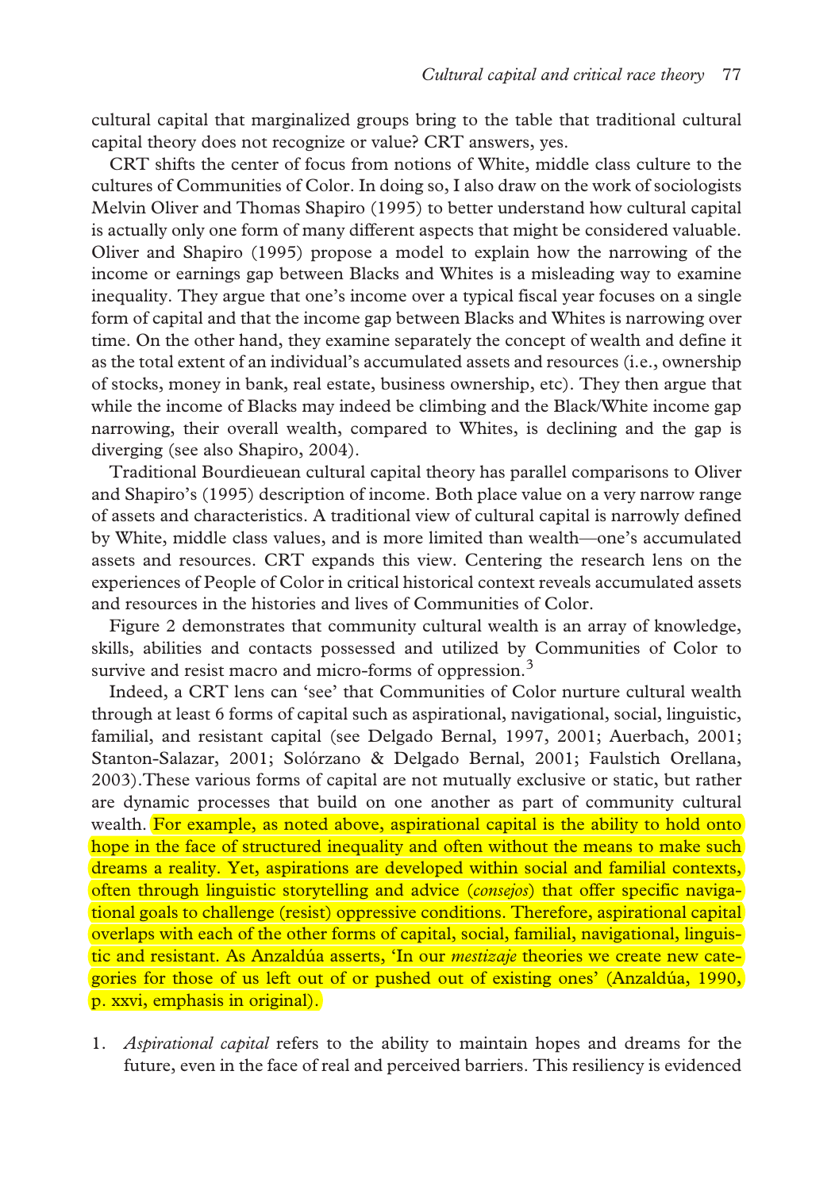cultural capital that marginalized groups bring to the table that traditional cultural capital theory does not recognize or value? CRT answers, yes.

CRT shifts the center of focus from notions of White, middle class culture to the cultures of Communities of Color. In doing so, I also draw on the work of sociologists Melvin Oliver and Thomas Shapiro (1995) to better understand how cultural capital is actually only one form of many different aspects that might be considered valuable. Oliver and Shapiro (1995) propose a model to explain how the narrowing of the income or earnings gap between Blacks and Whites is a misleading way to examine inequality. They argue that one's income over a typical fiscal year focuses on a single form of capital and that the income gap between Blacks and Whites is narrowing over time. On the other hand, they examine separately the concept of wealth and define it as the total extent of an individual's accumulated assets and resources (i.e., ownership of stocks, money in bank, real estate, business ownership, etc). They then argue that while the income of Blacks may indeed be climbing and the Black/White income gap narrowing, their overall wealth, compared to Whites, is declining and the gap is diverging (see also Shapiro, 2004).

Traditional Bourdieuean cultural capital theory has parallel comparisons to Oliver and Shapiro's (1995) description of income. Both place value on a very narrow range of assets and characteristics. A traditional view of cultural capital is narrowly defined by White, middle class values, and is more limited than wealth—one's accumulated assets and resources. CRT expands this view. Centering the research lens on the experiences of People of Color in critical historical context reveals accumulated assets and resources in the histories and lives of Communities of Color.

Figure 2 demonstrates that community cultural wealth is an array of knowledge, skills, abilities and contacts possessed and utilized by Communities of Color to survive and resist macro and micro-forms of oppression.[3]

Indeed, a CRT lens can 'see' that Communities of Color nurture cultural wealth through at least 6 forms of capital such as aspirational, navigational, social, linguistic, familial, and resistant capital (see Delgado Bernal, 1997, 2001; Auerbach, 2001; Stanton-Salazar, 2001; Solórzano & Delgado Bernal, 2001; Faulstich Orellana, 2003).These various forms of capital are not mutually exclusive or static, but rather are dynamic processes that build on one another as part of community cultural wealth. For example, as noted above, aspirational capital is the ability to hold onto hope in the face of structured inequality and often without the means to make such dreams a reality. Yet, aspirations are developed within social and familial contexts, often through linguistic storytelling and advice (*consejos*) that offer specific navigational goals to challenge (resist) oppressive conditions. Therefore, aspirational capital overlaps with each of the other forms of capital, social, familial, navigational, linguistic and resistant. As Anzaldúa asserts, 'In our *mestizaje* theories we create new categories for those of us left out of or pushed out of existing ones' (Anzaldúa, 1990, p. xxvi, emphasis in original).

1. *Aspirational capital* refers to the ability to maintain hopes and dreams for the future, even in the face of real and perceived barriers. This resiliency is evidenced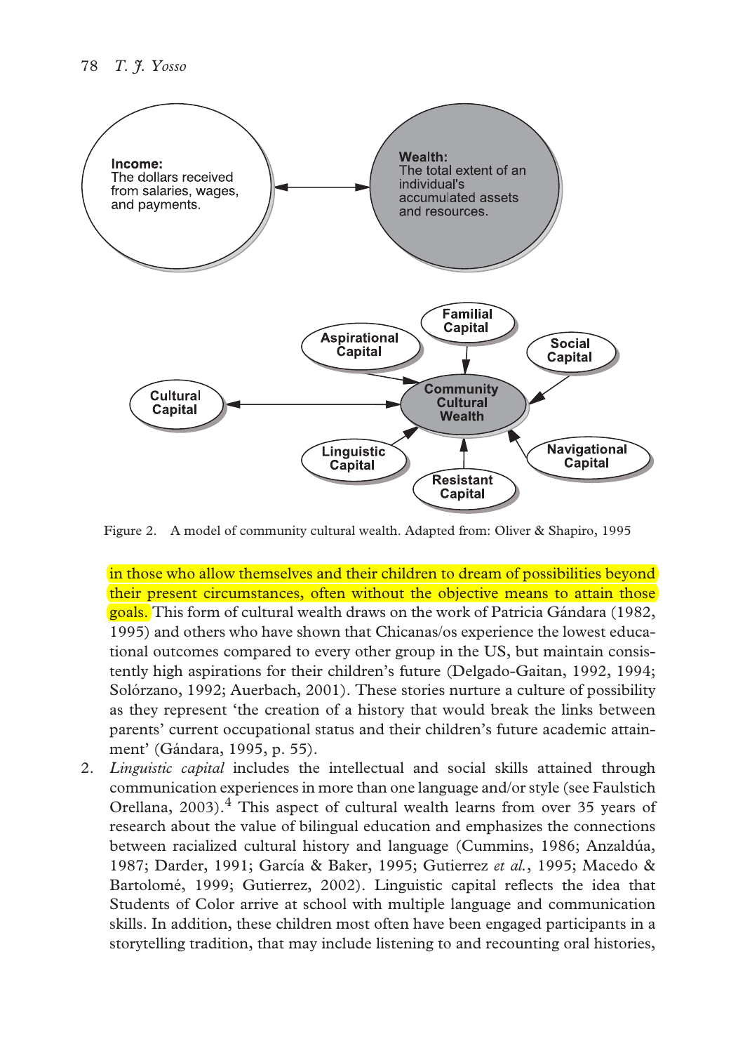Figure 2. A model of community cultural wealth. Adapted from: Oliver & Shapiro, 1995

in those who allow themselves and their children to dream of possibilities beyond their present circumstances, often without the objective means to attain those goals. This form of cultural wealth draws on the work of Patricia Gándara (1982, 1995) and others who have shown that Chicanas/os experience the lowest educational outcomes compared to every other group in the US, but maintain consistently high aspirations for their children's future (Delgado-Gaitan, 1992, 1994; Solórzano, 1992; Auerbach, 2001). These stories nurture a culture of possibility as they represent 'the creation of a history that would break the links between parents' current occupational status and their children's future academic attainment' (Gándara, 1995, p. 55).

2. *Linguistic capital* includes the intellectual and social skills attained through communication experiences in more than one language and/or style (see Faulstich Orellana, 2003).[4] This aspect of cultural wealth learns from over 35 years of research about the value of bilingual education and emphasizes the connections between racialized cultural history and language (Cummins, 1986; Anzaldúa, 1987; Darder, 1991; García & Baker, 1995; Gutierrez *et al.*, 1995; Macedo & Bartolomé, 1999; Gutierrez, 2002). Linguistic capital reflects the idea that Students of Color arrive at school with multiple language and communication skills. In addition, these children most often have been engaged participants in a storytelling tradition, that may include listening to and recounting oral histories,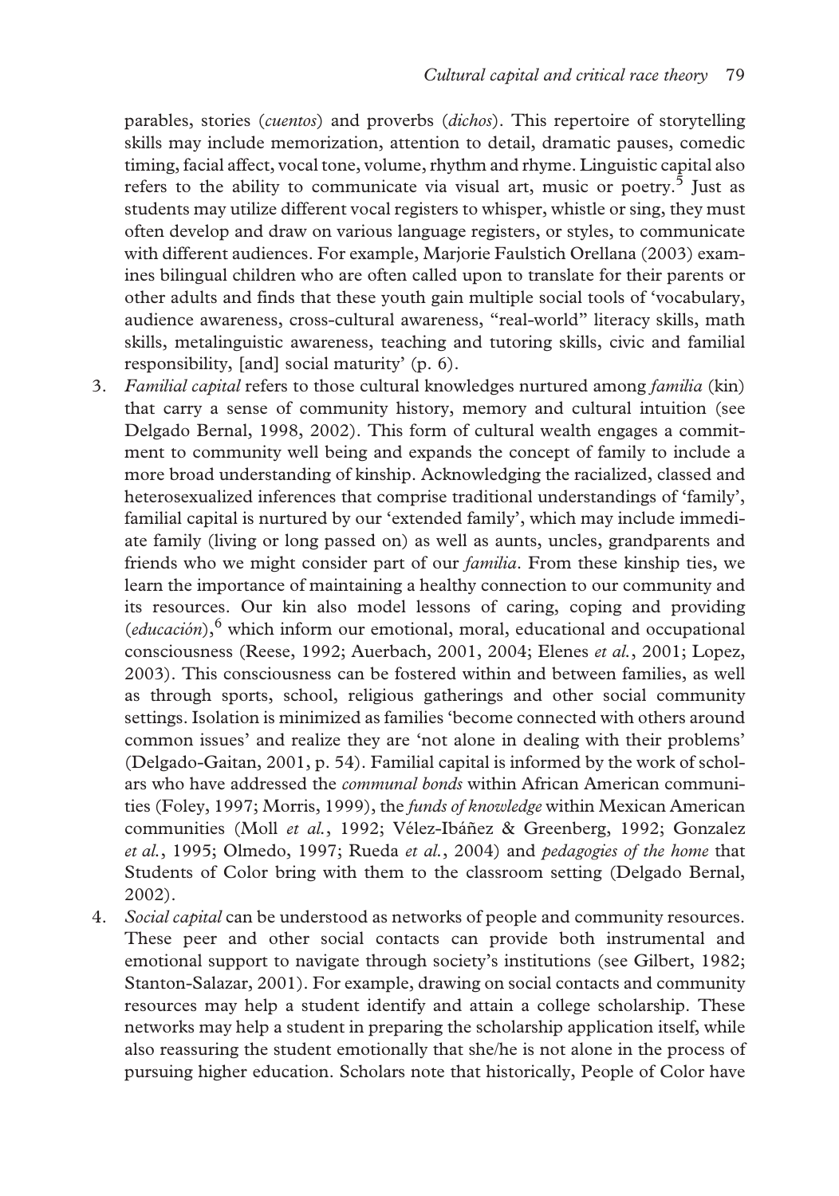parables, stories (*cuentos*) and proverbs (*dichos*). This repertoire of storytelling skills may include memorization, attention to detail, dramatic pauses, comedic timing, facial affect, vocal tone, volume, rhythm and rhyme. Linguistic capital also refers to the ability to communicate via visual art, music or poetry.[5] Just as students may utilize different vocal registers to whisper, whistle or sing, they must often develop and draw on various language registers, or styles, to communicate with different audiences. For example, Marjorie Faulstich Orellana (2003) examines bilingual children who are often called upon to translate for their parents or other adults and finds that these youth gain multiple social tools of 'vocabulary, audience awareness, cross-cultural awareness, "real-world" literacy skills, math skills, metalinguistic awareness, teaching and tutoring skills, civic and familial responsibility, [and] social maturity' (p. 6).

3. *Familial capital* refers to those cultural knowledges nurtured among *familia* (kin) that carry a sense of community history, memory and cultural intuition (see Delgado Bernal, 1998, 2002). This form of cultural wealth engages a commitment to community well being and expands the concept of family to include a more broad understanding of kinship. Acknowledging the racialized, classed and heterosexualized inferences that comprise traditional understandings of 'family', familial capital is nurtured by our 'extended family', which may include immediate family (living or long passed on) as well as aunts, uncles, grandparents and friends who we might consider part of our *familia*. From these kinship ties, we learn the importance of maintaining a healthy connection to our community and its resources. Our kin also model lessons of caring, coping and providing (*educación*),[6] which inform our emotional, moral, educational and occupational consciousness (Reese, 1992; Auerbach, 2001, 2004; Elenes *et al.*, 2001; Lopez, 2003). This consciousness can be fostered within and between families, as well as through sports, school, religious gatherings and other social community settings. Isolation is minimized as families 'become connected with others around common issues' and realize they are 'not alone in dealing with their problems' (Delgado-Gaitan, 2001, p. 54). Familial capital is informed by the work of scholars who have addressed the *communal bonds* within African American communities (Foley, 1997; Morris, 1999), the *funds of knowledge* within Mexican American communities (Moll *et al.*, 1992; Vélez-Ibáñez & Greenberg, 1992; Gonzalez *et al.*, 1995; Olmedo, 1997; Rueda *et al.*, 2004) and *pedagogies of the home* that Students of Color bring with them to the classroom setting (Delgado Bernal, 2002).
4. *Social capital* can be understood as networks of people and community resources. These peer and other social contacts can provide both instrumental and emotional support to navigate through society's institutions (see Gilbert, 1982; Stanton-Salazar, 2001). For example, drawing on social contacts and community resources may help a student identify and attain a college scholarship. These networks may help a student in preparing the scholarship application itself, while also reassuring the student emotionally that she/he is not alone in the process of pursuing higher education. Scholars note that historically, People of Color have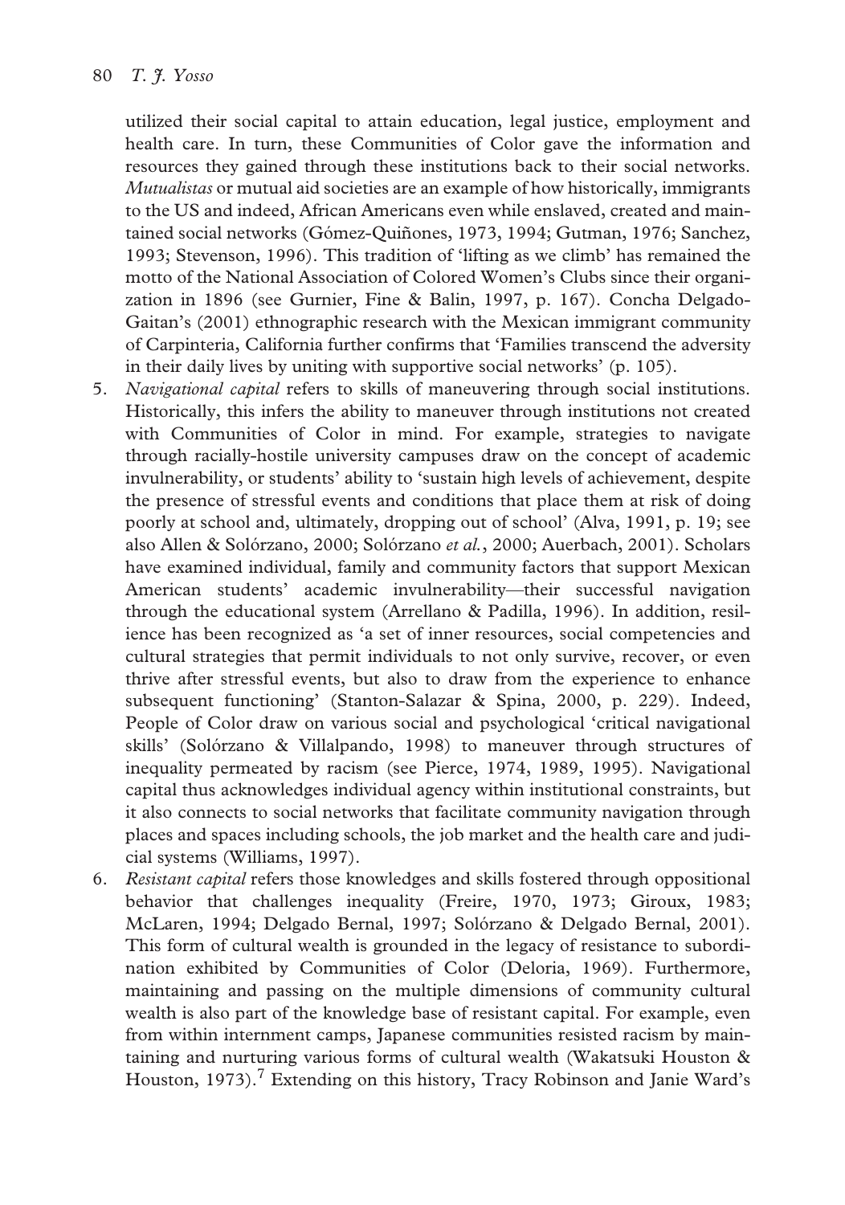utilized their social capital to attain education, legal justice, employment and health care. In turn, these Communities of Color gave the information and resources they gained through these institutions back to their social networks. *Mutualistas* or mutual aid societies are an example of how historically, immigrants to the US and indeed, African Americans even while enslaved, created and maintained social networks (Gómez-Quiñones, 1973, 1994; Gutman, 1976; Sanchez, 1993; Stevenson, 1996). This tradition of 'lifting as we climb' has remained the motto of the National Association of Colored Women's Clubs since their organization in 1896 (see Gurnier, Fine & Balin, 1997, p. 167). Concha Delgado-Gaitan's (2001) ethnographic research with the Mexican immigrant community of Carpinteria, California further confirms that 'Families transcend the adversity in their daily lives by uniting with supportive social networks' (p. 105).

5. *Navigational capital* refers to skills of maneuvering through social institutions. Historically, this infers the ability to maneuver through institutions not created with Communities of Color in mind. For example, strategies to navigate through racially-hostile university campuses draw on the concept of academic invulnerability, or students' ability to 'sustain high levels of achievement, despite the presence of stressful events and conditions that place them at risk of doing poorly at school and, ultimately, dropping out of school' (Alva, 1991, p. 19; see also Allen & Solórzano, 2000; Solórzano *et al.*, 2000; Auerbach, 2001). Scholars have examined individual, family and community factors that support Mexican American students' academic invulnerability—their successful navigation through the educational system (Arrellano & Padilla, 1996). In addition, resilience has been recognized as 'a set of inner resources, social competencies and cultural strategies that permit individuals to not only survive, recover, or even thrive after stressful events, but also to draw from the experience to enhance subsequent functioning' (Stanton-Salazar & Spina, 2000, p. 229). Indeed, People of Color draw on various social and psychological 'critical navigational skills' (Solórzano & Villalpando, 1998) to maneuver through structures of inequality permeated by racism (see Pierce, 1974, 1989, 1995). Navigational capital thus acknowledges individual agency within institutional constraints, but it also connects to social networks that facilitate community navigation through places and spaces including schools, the job market and the health care and judicial systems (Williams, 1997).
6. *Resistant capital* refers those knowledges and skills fostered through oppositional behavior that challenges inequality (Freire, 1970, 1973; Giroux, 1983; McLaren, 1994; Delgado Bernal, 1997; Solórzano & Delgado Bernal, 2001). This form of cultural wealth is grounded in the legacy of resistance to subordination exhibited by Communities of Color (Deloria, 1969). Furthermore, maintaining and passing on the multiple dimensions of community cultural wealth is also part of the knowledge base of resistant capital. For example, even from within internment camps, Japanese communities resisted racism by maintaining and nurturing various forms of cultural wealth (Wakatsuki Houston & Houston, 1973).[7] Extending on this history, Tracy Robinson and Janie Ward's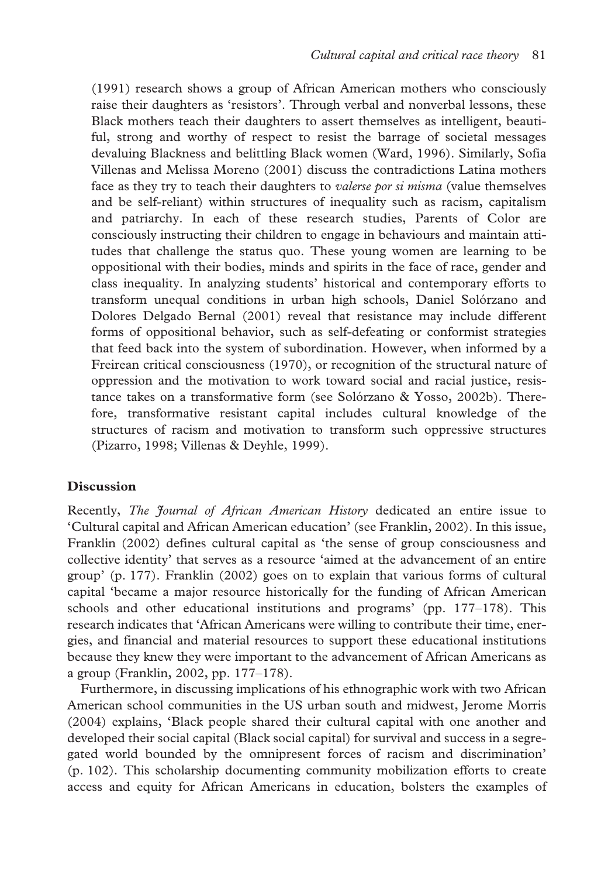(1991) research shows a group of African American mothers who consciously raise their daughters as 'resistors'. Through verbal and nonverbal lessons, these Black mothers teach their daughters to assert themselves as intelligent, beautiful, strong and worthy of respect to resist the barrage of societal messages devaluing Blackness and belittling Black women (Ward, 1996). Similarly, Sofia Villenas and Melissa Moreno (2001) discuss the contradictions Latina mothers face as they try to teach their daughters to *valerse por si misma* (value themselves and be self-reliant) within structures of inequality such as racism, capitalism and patriarchy. In each of these research studies, Parents of Color are consciously instructing their children to engage in behaviours and maintain attitudes that challenge the status quo. These young women are learning to be oppositional with their bodies, minds and spirits in the face of race, gender and class inequality. In analyzing students' historical and contemporary efforts to transform unequal conditions in urban high schools, Daniel Solórzano and Dolores Delgado Bernal (2001) reveal that resistance may include different forms of oppositional behavior, such as self-defeating or conformist strategies that feed back into the system of subordination. However, when informed by a Freirean critical consciousness (1970), or recognition of the structural nature of oppression and the motivation to work toward social and racial justice, resistance takes on a transformative form (see Solórzano & Yosso, 2002b). Therefore, transformative resistant capital includes cultural knowledge of the structures of racism and motivation to transform such oppressive structures (Pizarro, 1998; Villenas & Deyhle, 1999).

## Discussion

Recently, *The Journal of African American History* dedicated an entire issue to 'Cultural capital and African American education' (see Franklin, 2002). In this issue, Franklin (2002) defines cultural capital as 'the sense of group consciousness and collective identity' that serves as a resource 'aimed at the advancement of an entire group' (p. 177). Franklin (2002) goes on to explain that various forms of cultural capital 'became a major resource historically for the funding of African American schools and other educational institutions and programs' (pp. 177–178). This research indicates that 'African Americans were willing to contribute their time, energies, and financial and material resources to support these educational institutions because they knew they were important to the advancement of African Americans as a group (Franklin, 2002, pp. 177–178).

Furthermore, in discussing implications of his ethnographic work with two African American school communities in the US urban south and midwest, Jerome Morris (2004) explains, 'Black people shared their cultural capital with one another and developed their social capital (Black social capital) for survival and success in a segregated world bounded by the omnipresent forces of racism and discrimination' (p. 102). This scholarship documenting community mobilization efforts to create access and equity for African Americans in education, bolsters the examples of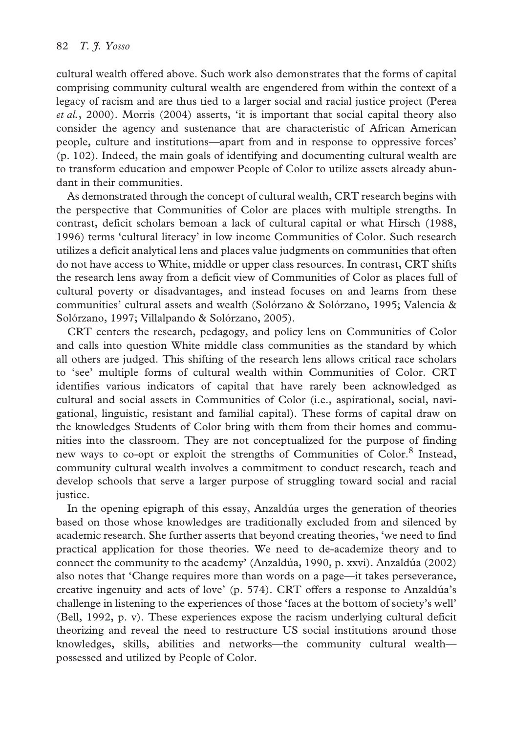cultural wealth offered above. Such work also demonstrates that the forms of capital comprising community cultural wealth are engendered from within the context of a legacy of racism and are thus tied to a larger social and racial justice project (Perea *et al.*, 2000). Morris (2004) asserts, 'it is important that social capital theory also consider the agency and sustenance that are characteristic of African American people, culture and institutions—apart from and in response to oppressive forces' (p. 102). Indeed, the main goals of identifying and documenting cultural wealth are to transform education and empower People of Color to utilize assets already abundant in their communities.

As demonstrated through the concept of cultural wealth, CRT research begins with the perspective that Communities of Color are places with multiple strengths. In contrast, deficit scholars bemoan a lack of cultural capital or what Hirsch (1988, 1996) terms 'cultural literacy' in low income Communities of Color. Such research utilizes a deficit analytical lens and places value judgments on communities that often do not have access to White, middle or upper class resources. In contrast, CRT shifts the research lens away from a deficit view of Communities of Color as places full of cultural poverty or disadvantages, and instead focuses on and learns from these communities' cultural assets and wealth (Solórzano & Solórzano, 1995; Valencia & Solórzano, 1997; Villalpando & Solórzano, 2005).

CRT centers the research, pedagogy, and policy lens on Communities of Color and calls into question White middle class communities as the standard by which all others are judged. This shifting of the research lens allows critical race scholars to 'see' multiple forms of cultural wealth within Communities of Color. CRT identifies various indicators of capital that have rarely been acknowledged as cultural and social assets in Communities of Color (i.e., aspirational, social, navigational, linguistic, resistant and familial capital). These forms of capital draw on the knowledges Students of Color bring with them from their homes and communities into the classroom. They are not conceptualized for the purpose of finding new ways to co-opt or exploit the strengths of Communities of Color.[8] Instead, community cultural wealth involves a commitment to conduct research, teach and develop schools that serve a larger purpose of struggling toward social and racial justice.

In the opening epigraph of this essay, Anzaldúa urges the generation of theories based on those whose knowledges are traditionally excluded from and silenced by academic research. She further asserts that beyond creating theories, 'we need to find practical application for those theories. We need to de-academize theory and to connect the community to the academy' (Anzaldúa, 1990, p. xxvi). Anzaldúa (2002) also notes that 'Change requires more than words on a page—it takes perseverance, creative ingenuity and acts of love' (p. 574). CRT offers a response to Anzaldúa's challenge in listening to the experiences of those 'faces at the bottom of society's well' (Bell, 1992, p. v). These experiences expose the racism underlying cultural deficit theorizing and reveal the need to restructure US social institutions around those knowledges, skills, abilities and networks—the community cultural wealth—possessed and utilized by People of Color.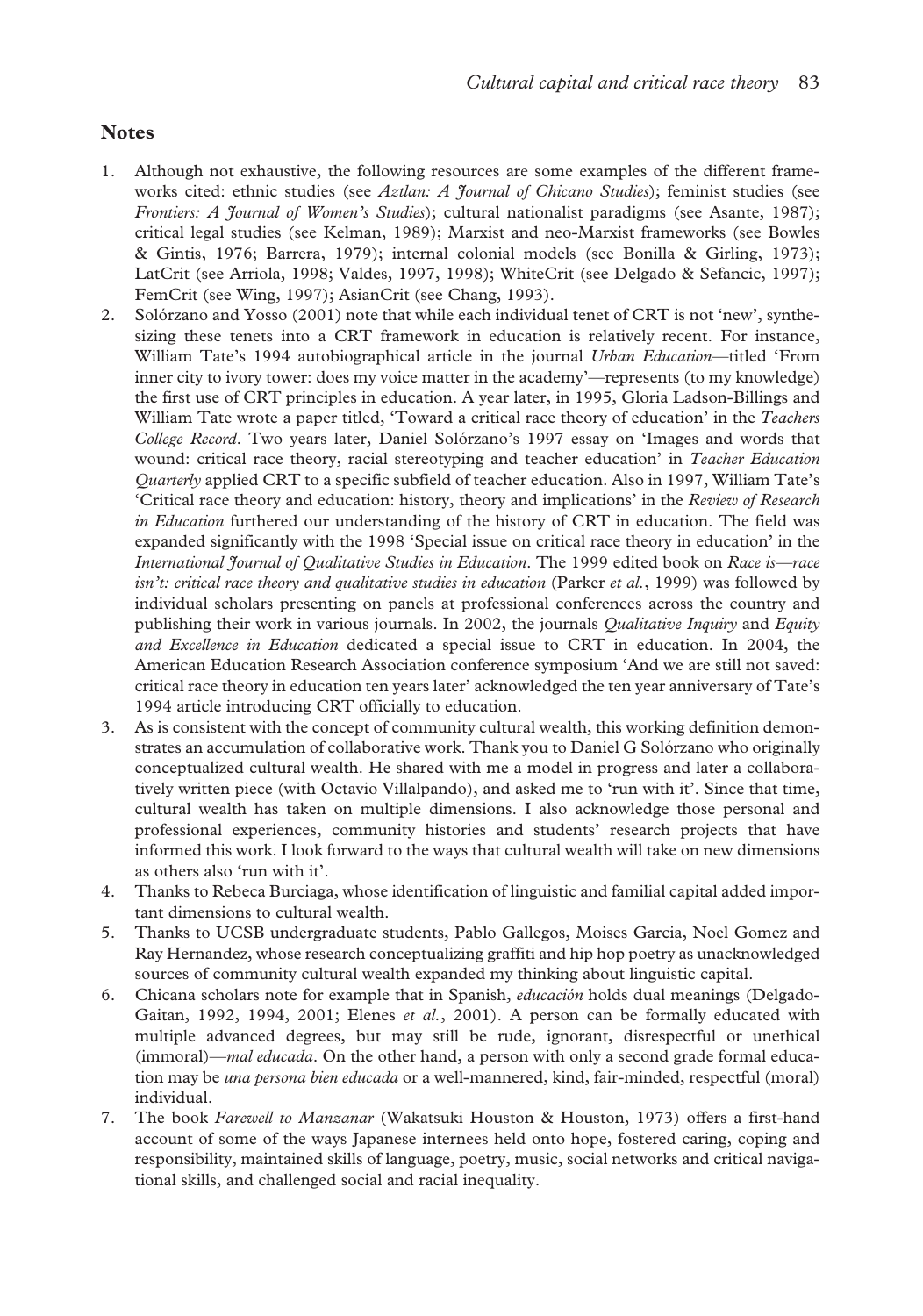## Notes

1. Although not exhaustive, the following resources are some examples of the different frameworks cited: ethnic studies (see *Aztlan: A Journal of Chicano Studies*); feminist studies (see *Frontiers: A Journal of Women's Studies*); cultural nationalist paradigms (see Asante, 1987); critical legal studies (see Kelman, 1989); Marxist and neo-Marxist frameworks (see Bowles & Gintis, 1976; Barrera, 1979); internal colonial models (see Bonilla & Girling, 1973); LatCrit (see Arriola, 1998; Valdes, 1997, 1998); WhiteCrit (see Delgado & Sefancic, 1997); FemCrit (see Wing, 1997); AsianCrit (see Chang, 1993).
2. Solórzano and Yosso (2001) note that while each individual tenet of CRT is not 'new', synthesizing these tenets into a CRT framework in education is relatively recent. For instance, William Tate's 1994 autobiographical article in the journal *Urban Education*—titled 'From inner city to ivory tower: does my voice matter in the academy'—represents (to my knowledge) the first use of CRT principles in education. A year later, in 1995, Gloria Ladson-Billings and William Tate wrote a paper titled, 'Toward a critical race theory of education' in the *Teachers College Record*. Two years later, Daniel Solórzano's 1997 essay on 'Images and words that wound: critical race theory, racial stereotyping and teacher education' in *Teacher Education Quarterly* applied CRT to a specific subfield of teacher education. Also in 1997, William Tate's 'Critical race theory and education: history, theory and implications' in the *Review of Research in Education* furthered our understanding of the history of CRT in education. The field was expanded significantly with the 1998 'Special issue on critical race theory in education' in the *International Journal of Qualitative Studies in Education*. The 1999 edited book on *Race is—race isn't: critical race theory and qualitative studies in education* (Parker *et al.*, 1999) was followed by individual scholars presenting on panels at professional conferences across the country and publishing their work in various journals. In 2002, the journals *Qualitative Inquiry* and *Equity and Excellence in Education* dedicated a special issue to CRT in education. In 2004, the American Education Research Association conference symposium 'And we are still not saved: critical race theory in education ten years later' acknowledged the ten year anniversary of Tate's 1994 article introducing CRT officially to education.
3. As is consistent with the concept of community cultural wealth, this working definition demonstrates an accumulation of collaborative work. Thank you to Daniel G Solórzano who originally conceptualized cultural wealth. He shared with me a model in progress and later a collaboratively written piece (with Octavio Villalpando), and asked me to 'run with it'. Since that time, cultural wealth has taken on multiple dimensions. I also acknowledge those personal and professional experiences, community histories and students' research projects that have informed this work. I look forward to the ways that cultural wealth will take on new dimensions as others also 'run with it'.
4. Thanks to Rebeca Burciaga, whose identification of linguistic and familial capital added important dimensions to cultural wealth.
5. Thanks to UCSB undergraduate students, Pablo Gallegos, Moises Garcia, Noel Gomez and Ray Hernandez, whose research conceptualizing graffiti and hip hop poetry as unacknowledged sources of community cultural wealth expanded my thinking about linguistic capital.
6. Chicana scholars note for example that in Spanish, *educación* holds dual meanings (Delgado-Gaitan, 1992, 1994, 2001; Elenes *et al.*, 2001). A person can be formally educated with multiple advanced degrees, but may still be rude, ignorant, disrespectful or unethical (immoral)—*mal educada*. On the other hand, a person with only a second grade formal education may be *una persona bien educada* or a well-mannered, kind, fair-minded, respectful (moral) individual.
7. The book *Farewell to Manzanar* (Wakatsuki Houston & Houston, 1973) offers a first-hand account of some of the ways Japanese internees held onto hope, fostered caring, coping and responsibility, maintained skills of language, poetry, music, social networks and critical navigational skills, and challenged social and racial inequality.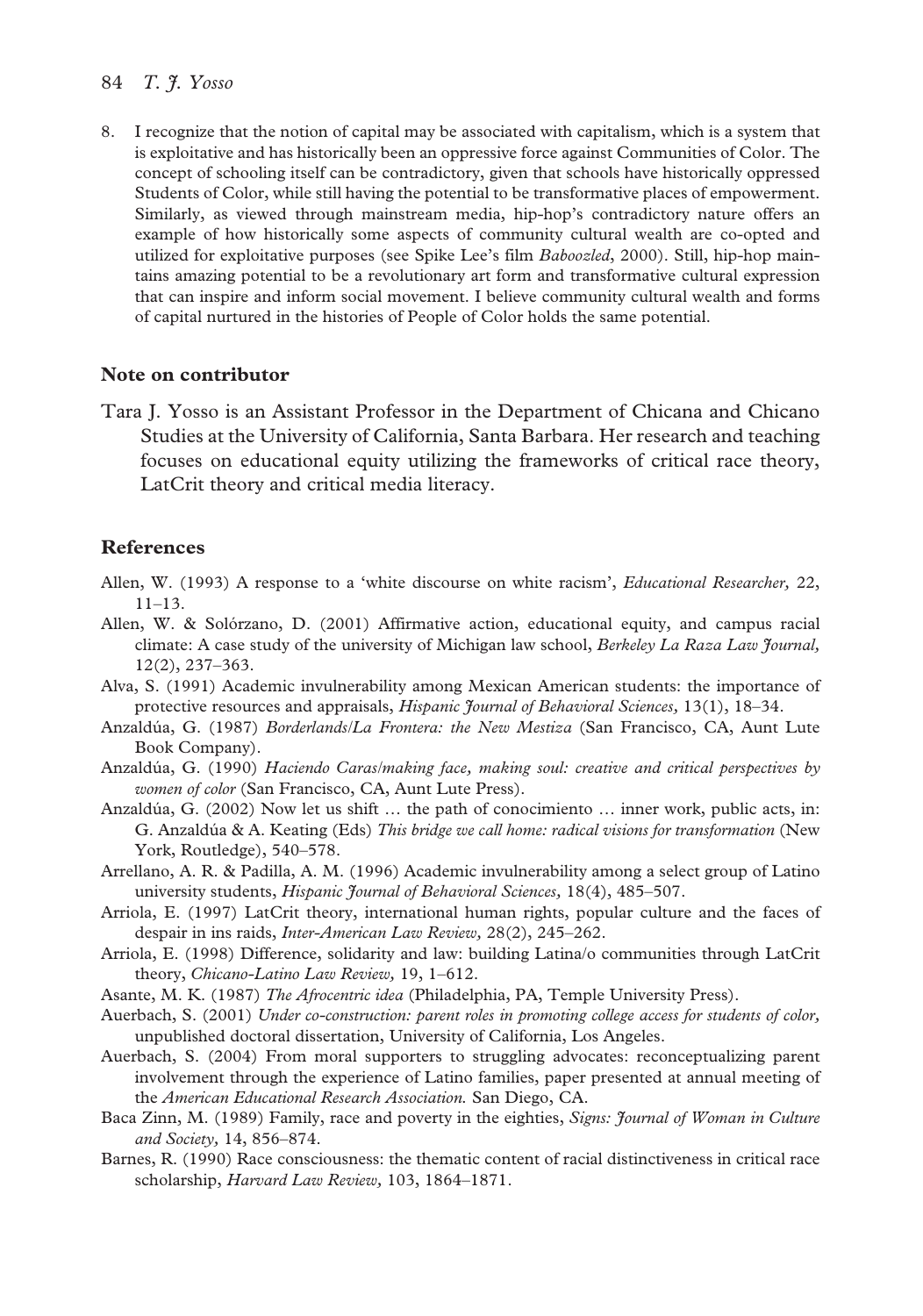8. I recognize that the notion of capital may be associated with capitalism, which is a system that is exploitative and has historically been an oppressive force against Communities of Color. The concept of schooling itself can be contradictory, given that schools have historically oppressed Students of Color, while still having the potential to be transformative places of empowerment. Similarly, as viewed through mainstream media, hip-hop's contradictory nature offers an example of how historically some aspects of community cultural wealth are co-opted and utilized for exploitative purposes (see Spike Lee's film *Baboozled*, 2000). Still, hip-hop maintains amazing potential to be a revolutionary art form and transformative cultural expression that can inspire and inform social movement. I believe community cultural wealth and forms of capital nurtured in the histories of People of Color holds the same potential.

## Note on contributor

Tara J. Yosso is an Assistant Professor in the Department of Chicana and Chicano Studies at the University of California, Santa Barbara. Her research and teaching focuses on educational equity utilizing the frameworks of critical race theory, LatCrit theory and critical media literacy.

## References

Allen, W. (1993) A response to a 'white discourse on white racism', *Educational Researcher,* 22, 11–13.

Allen, W. & Solórzano, D. (2001) Affirmative action, educational equity, and campus racial climate: A case study of the university of Michigan law school, *Berkeley La Raza Law Journal,* 12(2), 237–363.

Alva, S. (1991) Academic invulnerability among Mexican American students: the importance of protective resources and appraisals, *Hispanic Journal of Behavioral Sciences,* 13(1), 18–34.

Anzaldúa, G. (1987) *Borderlands/La Frontera: the New Mestiza* (San Francisco, CA, Aunt Lute Book Company).

Anzaldúa, G. (1990) *Haciendo Caras/making face, making soul: creative and critical perspectives by women of color* (San Francisco, CA, Aunt Lute Press).

Anzaldúa, G. (2002) Now let us shift … the path of conocimiento … inner work, public acts, in: G. Anzaldúa & A. Keating (Eds) *This bridge we call home: radical visions for transformation* (New York, Routledge), 540–578.

Arrellano, A. R. & Padilla, A. M. (1996) Academic invulnerability among a select group of Latino university students, *Hispanic Journal of Behavioral Sciences,* 18(4), 485–507.

Arriola, E. (1997) LatCrit theory, international human rights, popular culture and the faces of despair in ins raids, *Inter-American Law Review,* 28(2), 245–262.

Arriola, E. (1998) Difference, solidarity and law: building Latina/o communities through LatCrit theory, *Chicano-Latino Law Review,* 19, 1–612.

Asante, M. K. (1987) *The Afrocentric idea* (Philadelphia, PA, Temple University Press).

Auerbach, S. (2001) *Under co-construction: parent roles in promoting college access for students of color,* unpublished doctoral dissertation, University of California, Los Angeles.

Auerbach, S. (2004) From moral supporters to struggling advocates: reconceptualizing parent involvement through the experience of Latino families, paper presented at annual meeting of the *American Educational Research Association.* San Diego, CA.

Baca Zinn, M. (1989) Family, race and poverty in the eighties, *Signs: Journal of Woman in Culture and Society,* 14, 856–874.

Barnes, R. (1990) Race consciousness: the thematic content of racial distinctiveness in critical race scholarship, *Harvard Law Review,* 103, 1864–1871.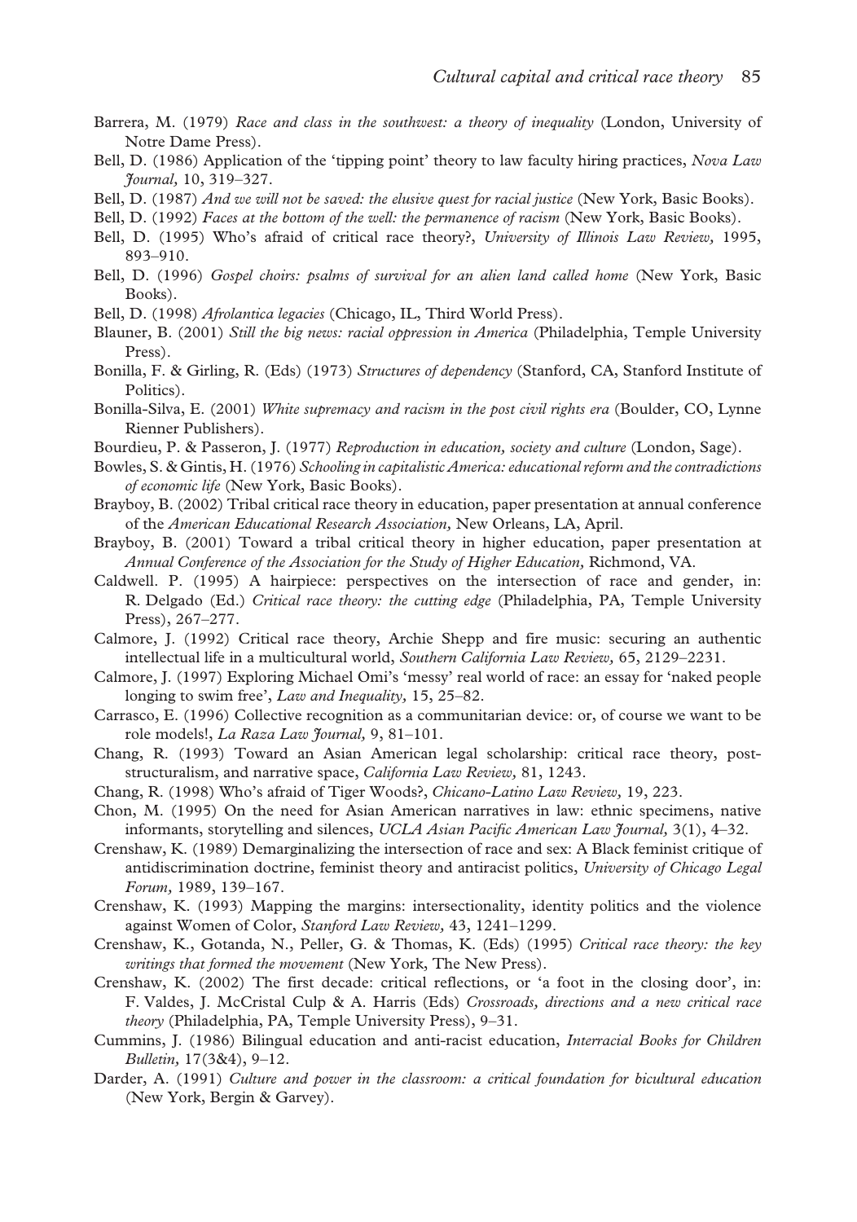Barrera, M. (1979) *Race and class in the southwest: a theory of inequality* (London, University of Notre Dame Press).

Bell, D. (1986) Application of the 'tipping point' theory to law faculty hiring practices, *Nova Law Journal,* 10, 319–327.

Bell, D. (1987) *And we will not be saved: the elusive quest for racial justice* (New York, Basic Books).

Bell, D. (1992) *Faces at the bottom of the well: the permanence of racism* (New York, Basic Books).

Bell, D. (1995) Who's afraid of critical race theory?, *University of Illinois Law Review,* 1995, 893–910.

Bell, D. (1996) *Gospel choirs: psalms of survival for an alien land called home* (New York, Basic Books).

Bell, D. (1998) *Afrolantica legacies* (Chicago, IL, Third World Press).

Blauner, B. (2001) *Still the big news: racial oppression in America* (Philadelphia, Temple University Press).

Bonilla, F. & Girling, R. (Eds) (1973) *Structures of dependency* (Stanford, CA, Stanford Institute of Politics).

Bonilla-Silva, E. (2001) *White supremacy and racism in the post civil rights era* (Boulder, CO, Lynne Rienner Publishers).

Bourdieu, P. & Passeron, J. (1977) *Reproduction in education, society and culture* (London, Sage).

Bowles, S. & Gintis, H. (1976) *Schooling in capitalistic America: educational reform and the contradictions of economic life* (New York, Basic Books).

Brayboy, B. (2002) Tribal critical race theory in education, paper presentation at annual conference of the *American Educational Research Association,* New Orleans, LA, April.

Brayboy, B. (2001) Toward a tribal critical theory in higher education, paper presentation at *Annual Conference of the Association for the Study of Higher Education,* Richmond, VA.

Caldwell. P. (1995) A hairpiece: perspectives on the intersection of race and gender, in: R. Delgado (Ed.) *Critical race theory: the cutting edge* (Philadelphia, PA, Temple University Press), 267–277.

Calmore, J. (1992) Critical race theory, Archie Shepp and fire music: securing an authentic intellectual life in a multicultural world, *Southern California Law Review,* 65, 2129–2231.

Calmore, J. (1997) Exploring Michael Omi's 'messy' real world of race: an essay for 'naked people longing to swim free', *Law and Inequality,* 15, 25–82.

Carrasco, E. (1996) Collective recognition as a communitarian device: or, of course we want to be role models!, *La Raza Law Journal,* 9, 81–101.

Chang, R. (1993) Toward an Asian American legal scholarship: critical race theory, post-structuralism, and narrative space, *California Law Review,* 81, 1243.

Chang, R. (1998) Who's afraid of Tiger Woods?, *Chicano-Latino Law Review,* 19, 223.

Chon, M. (1995) On the need for Asian American narratives in law: ethnic specimens, native informants, storytelling and silences, *UCLA Asian Pacific American Law Journal,* 3(1), 4–32.

Crenshaw, K. (1989) Demarginalizing the intersection of race and sex: A Black feminist critique of antidiscrimination doctrine, feminist theory and antiracist politics, *University of Chicago Legal Forum,* 1989, 139–167.

Crenshaw, K. (1993) Mapping the margins: intersectionality, identity politics and the violence against Women of Color, *Stanford Law Review,* 43, 1241–1299.

Crenshaw, K., Gotanda, N., Peller, G. & Thomas, K. (Eds) (1995) *Critical race theory: the key writings that formed the movement* (New York, The New Press).

Crenshaw, K. (2002) The first decade: critical reflections, or 'a foot in the closing door', in: F. Valdes, J. McCristal Culp & A. Harris (Eds) *Crossroads, directions and a new critical race theory* (Philadelphia, PA, Temple University Press), 9–31.

Cummins, J. (1986) Bilingual education and anti-racist education, *Interracial Books for Children Bulletin,* 17(3&4), 9–12.

Darder, A. (1991) *Culture and power in the classroom: a critical foundation for bicultural education* (New York, Bergin & Garvey).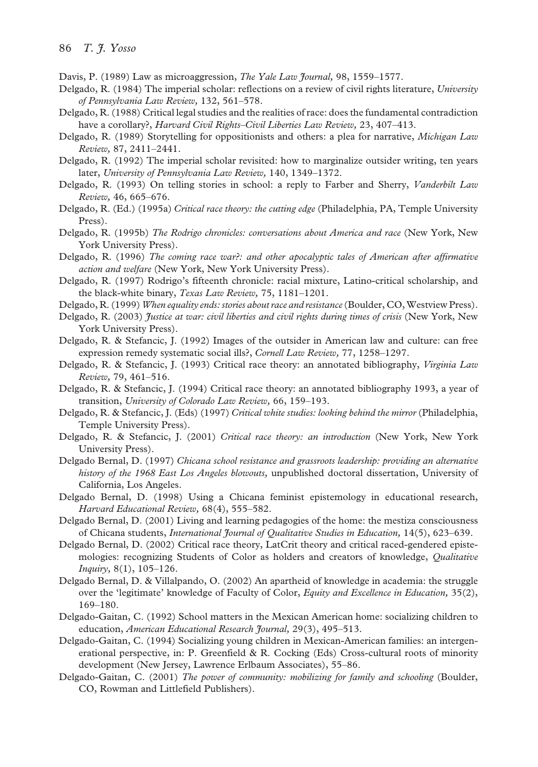Davis, P. (1989) Law as microaggression, *The Yale Law Journal,* 98, 1559–1577.

Delgado, R. (1984) The imperial scholar: reflections on a review of civil rights literature, *University of Pennsylvania Law Review,* 132, 561–578.

Delgado, R. (1988) Critical legal studies and the realities of race: does the fundamental contradiction have a corollary?, *Harvard Civil Rights–Civil Liberties Law Review,* 23, 407–413.

Delgado, R. (1989) Storytelling for oppositionists and others: a plea for narrative, *Michigan Law Review,* 87, 2411–2441.

Delgado, R. (1992) The imperial scholar revisited: how to marginalize outsider writing, ten years later, *University of Pennsylvania Law Review,* 140, 1349–1372.

Delgado, R. (1993) On telling stories in school: a reply to Farber and Sherry, *Vanderbilt Law Review,* 46, 665–676.

Delgado, R. (Ed.) (1995a) *Critical race theory: the cutting edge* (Philadelphia, PA, Temple University Press).

Delgado, R. (1995b) *The Rodrigo chronicles: conversations about America and race* (New York, New York University Press).

Delgado, R. (1996) *The coming race war?: and other apocalyptic tales of American after affirmative action and welfare* (New York, New York University Press).

Delgado, R. (1997) Rodrigo's fifteenth chronicle: racial mixture, Latino-critical scholarship, and the black-white binary, *Texas Law Review,* 75, 1181–1201.

Delgado, R. (1999) *When equality ends: stories about race and resistance* (Boulder, CO, Westview Press).

Delgado, R. (2003) *Justice at war: civil liberties and civil rights during times of crisis* (New York, New York University Press).

Delgado, R. & Stefancic, J. (1992) Images of the outsider in American law and culture: can free expression remedy systematic social ills?, *Cornell Law Review,* 77, 1258–1297.

Delgado, R. & Stefancic, J. (1993) Critical race theory: an annotated bibliography, *Virginia Law Review,* 79, 461–516.

Delgado, R. & Stefancic, J. (1994) Critical race theory: an annotated bibliography 1993, a year of transition, *University of Colorado Law Review,* 66, 159–193.

Delgado, R. & Stefancic, J. (Eds) (1997) *Critical white studies: looking behind the mirror* (Philadelphia, Temple University Press).

Delgado, R. & Stefancic, J. (2001) *Critical race theory: an introduction* (New York, New York University Press).

Delgado Bernal, D. (1997) *Chicana school resistance and grassroots leadership: providing an alternative history of the 1968 East Los Angeles blowouts,* unpublished doctoral dissertation, University of California, Los Angeles.

Delgado Bernal, D. (1998) Using a Chicana feminist epistemology in educational research, *Harvard Educational Review,* 68(4), 555–582.

Delgado Bernal, D. (2001) Living and learning pedagogies of the home: the mestiza consciousness of Chicana students, *International Journal of Qualitative Studies in Education,* 14(5), 623–639.

Delgado Bernal, D. (2002) Critical race theory, LatCrit theory and critical raced-gendered epistemologies: recognizing Students of Color as holders and creators of knowledge, *Qualitative Inquiry,* 8(1), 105–126.

Delgado Bernal, D. & Villalpando, O. (2002) An apartheid of knowledge in academia: the struggle over the 'legitimate' knowledge of Faculty of Color, *Equity and Excellence in Education,* 35(2), 169–180.

Delgado-Gaitan, C. (1992) School matters in the Mexican American home: socializing children to education, *American Educational Research Journal,* 29(3), 495–513.

Delgado-Gaitan, C. (1994) Socializing young children in Mexican-American families: an intergenerational perspective, in: P. Greenfield & R. Cocking (Eds) Cross-cultural roots of minority development (New Jersey, Lawrence Erlbaum Associates), 55–86.

Delgado-Gaitan, C. (2001) *The power of community: mobilizing for family and schooling* (Boulder, CO, Rowman and Littlefield Publishers).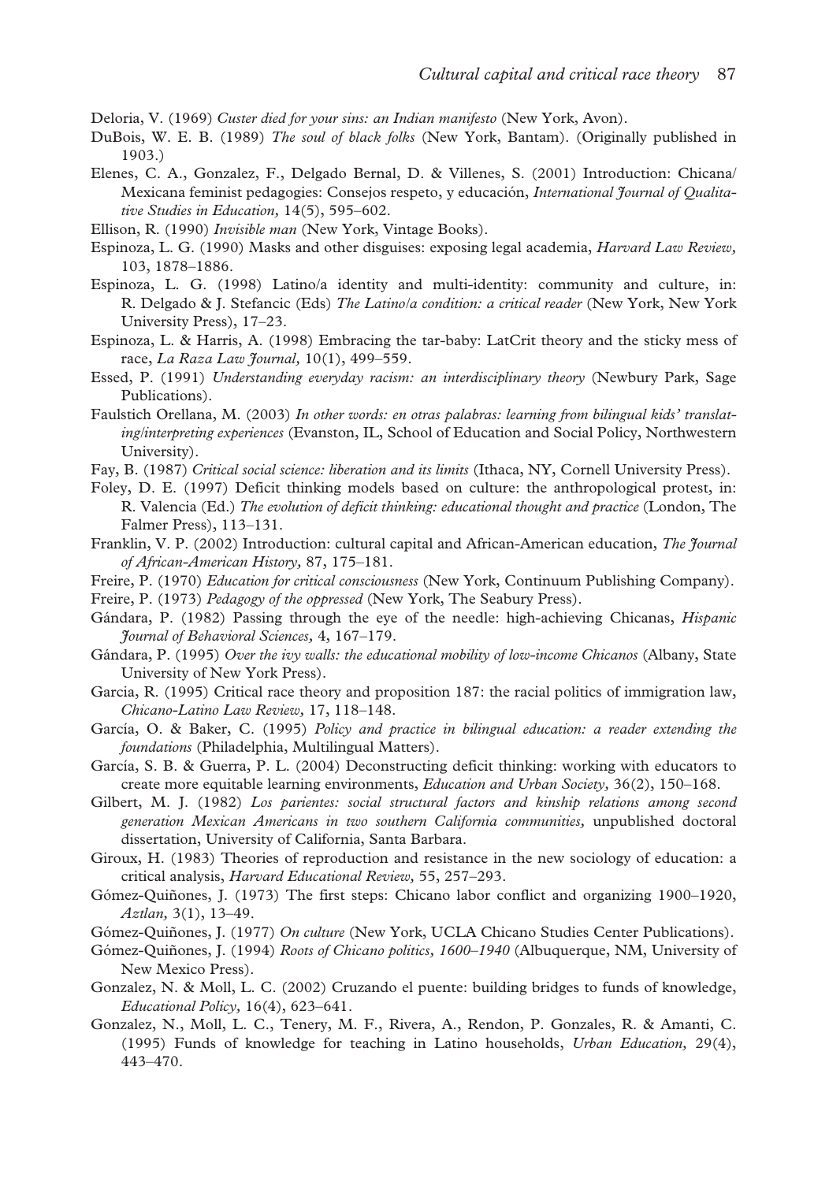Deloria, V. (1969) *Custer died for your sins: an Indian manifesto* (New York, Avon).

DuBois, W. E. B. (1989) *The soul of black folks* (New York, Bantam). (Originally published in 1903.)

Elenes, C. A., Gonzalez, F., Delgado Bernal, D. & Villenes, S. (2001) Introduction: Chicana/Mexicana feminist pedagogies: Consejos respeto, y educación, *International Journal of Qualitative Studies in Education,* 14(5), 595–602.

Ellison, R. (1990) *Invisible man* (New York, Vintage Books).

Espinoza, L. G. (1990) Masks and other disguises: exposing legal academia, *Harvard Law Review,* 103, 1878–1886.

Espinoza, L. G. (1998) Latino/a identity and multi-identity: community and culture, in: R. Delgado & J. Stefancic (Eds) *The Latino/a condition: a critical reader* (New York, New York University Press), 17–23.

Espinoza, L. & Harris, A. (1998) Embracing the tar-baby: LatCrit theory and the sticky mess of race, *La Raza Law Journal,* 10(1), 499–559.

Essed, P. (1991) *Understanding everyday racism: an interdisciplinary theory* (Newbury Park, Sage Publications).

Faulstich Orellana, M. (2003) *In other words: en otras palabras: learning from bilingual kids' translating/interpreting experiences* (Evanston, IL, School of Education and Social Policy, Northwestern University).

Fay, B. (1987) *Critical social science: liberation and its limits* (Ithaca, NY, Cornell University Press).

Foley, D. E. (1997) Deficit thinking models based on culture: the anthropological protest, in: R. Valencia (Ed.) *The evolution of deficit thinking: educational thought and practice* (London, The Falmer Press), 113–131.

Franklin, V. P. (2002) Introduction: cultural capital and African-American education, *The Journal of African-American History,* 87, 175–181.

Freire, P. (1970) *Education for critical consciousness* (New York, Continuum Publishing Company).

Freire, P. (1973) *Pedagogy of the oppressed* (New York, The Seabury Press).

Gándara, P. (1982) Passing through the eye of the needle: high-achieving Chicanas, *Hispanic Journal of Behavioral Sciences,* 4, 167–179.

Gándara, P. (1995) *Over the ivy walls: the educational mobility of low-income Chicanos* (Albany, State University of New York Press).

Garcia, R. (1995) Critical race theory and proposition 187: the racial politics of immigration law, *Chicano-Latino Law Review,* 17, 118–148.

García, O. & Baker, C. (1995) *Policy and practice in bilingual education: a reader extending the foundations* (Philadelphia, Multilingual Matters).

García, S. B. & Guerra, P. L. (2004) Deconstructing deficit thinking: working with educators to create more equitable learning environments, *Education and Urban Society,* 36(2), 150–168.

Gilbert, M. J. (1982) *Los parientes: social structural factors and kinship relations among second generation Mexican Americans in two southern California communities,* unpublished doctoral dissertation, University of California, Santa Barbara.

Giroux, H. (1983) Theories of reproduction and resistance in the new sociology of education: a critical analysis, *Harvard Educational Review,* 55, 257–293.

Gómez-Quiñones, J. (1973) The first steps: Chicano labor conflict and organizing 1900–1920, *Aztlan,* 3(1), 13–49.

Gómez-Quiñones, J. (1977) *On culture* (New York, UCLA Chicano Studies Center Publications).

Gómez-Quiñones, J. (1994) *Roots of Chicano politics, 1600–1940* (Albuquerque, NM, University of New Mexico Press).

Gonzalez, N. & Moll, L. C. (2002) Cruzando el puente: building bridges to funds of knowledge, *Educational Policy,* 16(4), 623–641.

Gonzalez, N., Moll, L. C., Tenery, M. F., Rivera, A., Rendon, P. Gonzales, R. & Amanti, C. (1995) Funds of knowledge for teaching in Latino households, *Urban Education,* 29(4), 443–470.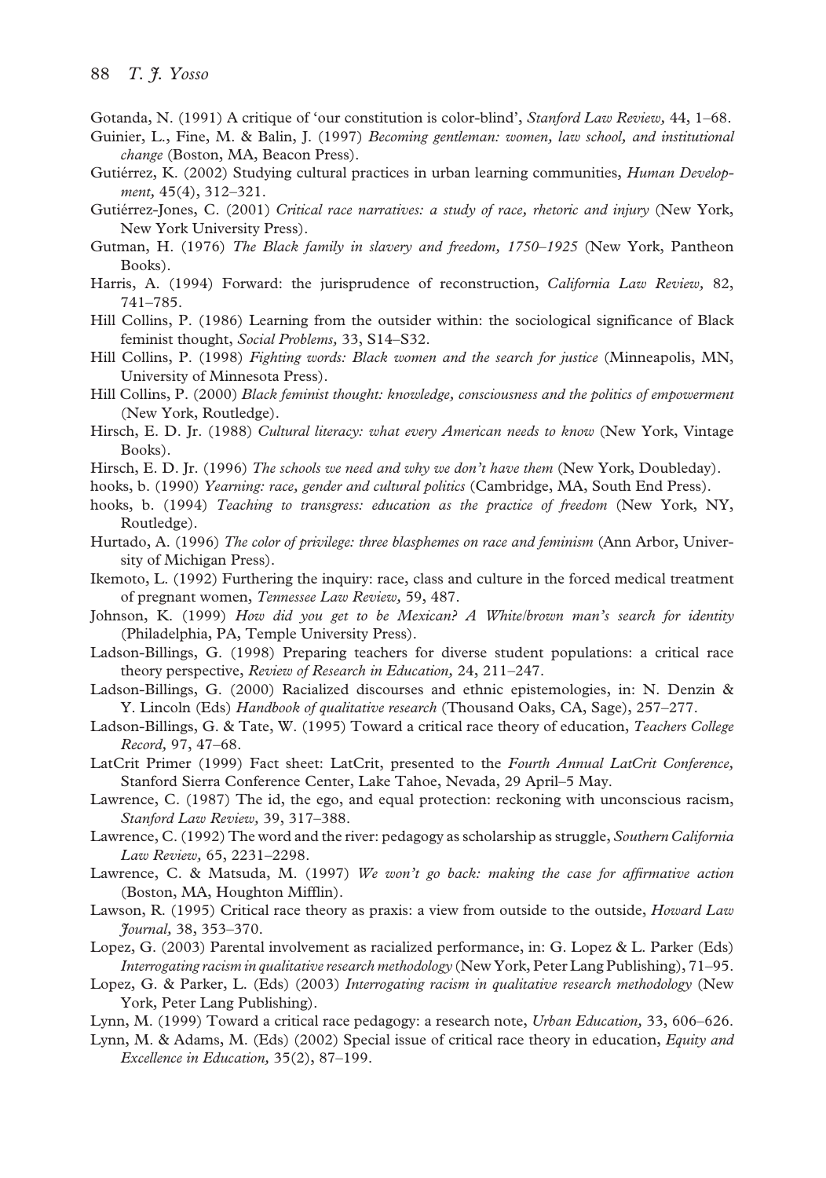Gotanda, N. (1991) A critique of 'our constitution is color-blind', *Stanford Law Review,* 44, 1–68.

Guinier, L., Fine, M. & Balin, J. (1997) *Becoming gentleman: women, law school, and institutional change* (Boston, MA, Beacon Press).

Gutiérrez, K. (2002) Studying cultural practices in urban learning communities, *Human Development,* 45(4), 312–321.

Gutiérrez-Jones, C. (2001) *Critical race narratives: a study of race, rhetoric and injury* (New York, New York University Press).

Gutman, H. (1976) *The Black family in slavery and freedom, 1750–1925* (New York, Pantheon Books).

Harris, A. (1994) Forward: the jurisprudence of reconstruction, *California Law Review,* 82, 741–785.

Hill Collins, P. (1986) Learning from the outsider within: the sociological significance of Black feminist thought, *Social Problems,* 33, S14–S32.

Hill Collins, P. (1998) *Fighting words: Black women and the search for justice* (Minneapolis, MN, University of Minnesota Press).

Hill Collins, P. (2000) *Black feminist thought: knowledge, consciousness and the politics of empowerment* (New York, Routledge).

Hirsch, E. D. Jr. (1988) *Cultural literacy: what every American needs to know* (New York, Vintage Books).

Hirsch, E. D. Jr. (1996) *The schools we need and why we don't have them* (New York, Doubleday).

hooks, b. (1990) *Yearning: race, gender and cultural politics* (Cambridge, MA, South End Press).

hooks, b. (1994) *Teaching to transgress: education as the practice of freedom* (New York, NY, Routledge).

Hurtado, A. (1996) *The color of privilege: three blasphemes on race and feminism* (Ann Arbor, University of Michigan Press).

Ikemoto, L. (1992) Furthering the inquiry: race, class and culture in the forced medical treatment of pregnant women, *Tennessee Law Review,* 59, 487.

Johnson, K. (1999) *How did you get to be Mexican? A White/brown man's search for identity* (Philadelphia, PA, Temple University Press).

Ladson-Billings, G. (1998) Preparing teachers for diverse student populations: a critical race theory perspective, *Review of Research in Education,* 24, 211–247.

Ladson-Billings, G. (2000) Racialized discourses and ethnic epistemologies, in: N. Denzin & Y. Lincoln (Eds) *Handbook of qualitative research* (Thousand Oaks, CA, Sage), 257–277.

Ladson-Billings, G. & Tate, W. (1995) Toward a critical race theory of education, *Teachers College Record,* 97, 47–68.

LatCrit Primer (1999) Fact sheet: LatCrit, presented to the *Fourth Annual LatCrit Conference,* Stanford Sierra Conference Center, Lake Tahoe, Nevada, 29 April–5 May.

Lawrence, C. (1987) The id, the ego, and equal protection: reckoning with unconscious racism, *Stanford Law Review,* 39, 317–388.

Lawrence, C. (1992) The word and the river: pedagogy as scholarship as struggle, *Southern California Law Review,* 65, 2231–2298.

Lawrence, C. & Matsuda, M. (1997) *We won't go back: making the case for affirmative action* (Boston, MA, Houghton Mifflin).

Lawson, R. (1995) Critical race theory as praxis: a view from outside to the outside, *Howard Law Journal,* 38, 353–370.

Lopez, G. (2003) Parental involvement as racialized performance, in: G. Lopez & L. Parker (Eds) *Interrogating racism in qualitative research methodology* (New York, Peter Lang Publishing), 71–95.

Lopez, G. & Parker, L. (Eds) (2003) *Interrogating racism in qualitative research methodology* (New York, Peter Lang Publishing).

Lynn, M. (1999) Toward a critical race pedagogy: a research note, *Urban Education,* 33, 606–626.

Lynn, M. & Adams, M. (Eds) (2002) Special issue of critical race theory in education, *Equity and Excellence in Education,* 35(2), 87–199.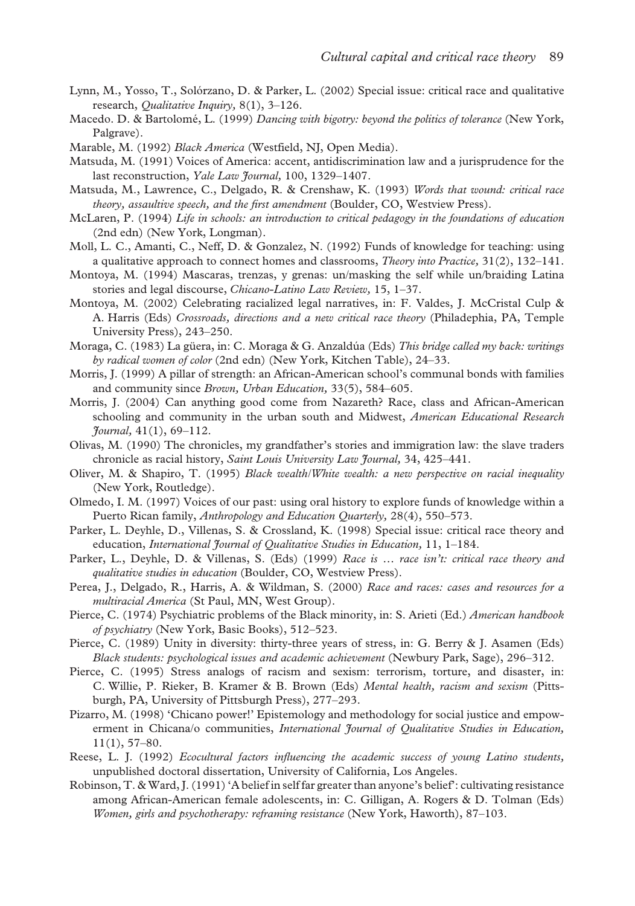Lynn, M., Yosso, T., Solórzano, D. & Parker, L. (2002) Special issue: critical race and qualitative research, *Qualitative Inquiry,* 8(1), 3–126.

Macedo. D. & Bartolomé, L. (1999) *Dancing with bigotry: beyond the politics of tolerance* (New York, Palgrave).

Marable, M. (1992) *Black America* (Westfield, NJ, Open Media).

Matsuda, M. (1991) Voices of America: accent, antidiscrimination law and a jurisprudence for the last reconstruction, *Yale Law Journal,* 100, 1329–1407.

Matsuda, M., Lawrence, C., Delgado, R. & Crenshaw, K. (1993) *Words that wound: critical race theory, assaultive speech, and the first amendment* (Boulder, CO, Westview Press).

McLaren, P. (1994) *Life in schools: an introduction to critical pedagogy in the foundations of education* (2nd edn) (New York, Longman).

Moll, L. C., Amanti, C., Neff, D. & Gonzalez, N. (1992) Funds of knowledge for teaching: using a qualitative approach to connect homes and classrooms, *Theory into Practice,* 31(2), 132–141.

Montoya, M. (1994) Mascaras, trenzas, y grenas: un/masking the self while un/braiding Latina stories and legal discourse, *Chicano-Latino Law Review,* 15, 1–37.

Montoya, M. (2002) Celebrating racialized legal narratives, in: F. Valdes, J. McCristal Culp & A. Harris (Eds) *Crossroads, directions and a new critical race theory* (Philadephia, PA, Temple University Press), 243–250.

Moraga, C. (1983) La güera, in: C. Moraga & G. Anzaldúa (Eds) *This bridge called my back: writings by radical women of color* (2nd edn) (New York, Kitchen Table), 24–33.

Morris, J. (1999) A pillar of strength: an African-American school's communal bonds with families and community since *Brown, Urban Education,* 33(5), 584–605.

Morris, J. (2004) Can anything good come from Nazareth? Race, class and African-American schooling and community in the urban south and Midwest, *American Educational Research Journal,* 41(1), 69–112.

Olivas, M. (1990) The chronicles, my grandfather's stories and immigration law: the slave traders chronicle as racial history, *Saint Louis University Law Journal,* 34, 425–441.

Oliver, M. & Shapiro, T. (1995) *Black wealth/White wealth: a new perspective on racial inequality* (New York, Routledge).

Olmedo, I. M. (1997) Voices of our past: using oral history to explore funds of knowledge within a Puerto Rican family, *Anthropology and Education Quarterly,* 28(4), 550–573.

Parker, L. Deyhle, D., Villenas, S. & Crossland, K. (1998) Special issue: critical race theory and education, *International Journal of Qualitative Studies in Education,* 11, 1–184.

Parker, L., Deyhle, D. & Villenas, S. (Eds) (1999) *Race is … race isn't: critical race theory and qualitative studies in education* (Boulder, CO, Westview Press).

Perea, J., Delgado, R., Harris, A. & Wildman, S. (2000) *Race and races: cases and resources for a multiracial America* (St Paul, MN, West Group).

Pierce, C. (1974) Psychiatric problems of the Black minority, in: S. Arieti (Ed.) *American handbook of psychiatry* (New York, Basic Books), 512–523.

Pierce, C. (1989) Unity in diversity: thirty-three years of stress, in: G. Berry & J. Asamen (Eds) *Black students: psychological issues and academic achievement* (Newbury Park, Sage), 296–312.

Pierce, C. (1995) Stress analogs of racism and sexism: terrorism, torture, and disaster, in: C. Willie, P. Rieker, B. Kramer & B. Brown (Eds) *Mental health, racism and sexism* (Pittsburgh, PA, University of Pittsburgh Press), 277–293.

Pizarro, M. (1998) 'Chicano power!' Epistemology and methodology for social justice and empowerment in Chicana/o communities, *International Journal of Qualitative Studies in Education,* 11(1), 57–80.

Reese, L. J. (1992) *Ecocultural factors influencing the academic success of young Latino students,* unpublished doctoral dissertation, University of California, Los Angeles.

Robinson, T. & Ward, J. (1991) 'A belief in self far greater than anyone's belief': cultivating resistance among African-American female adolescents, in: C. Gilligan, A. Rogers & D. Tolman (Eds) *Women, girls and psychotherapy: reframing resistance* (New York, Haworth), 87–103.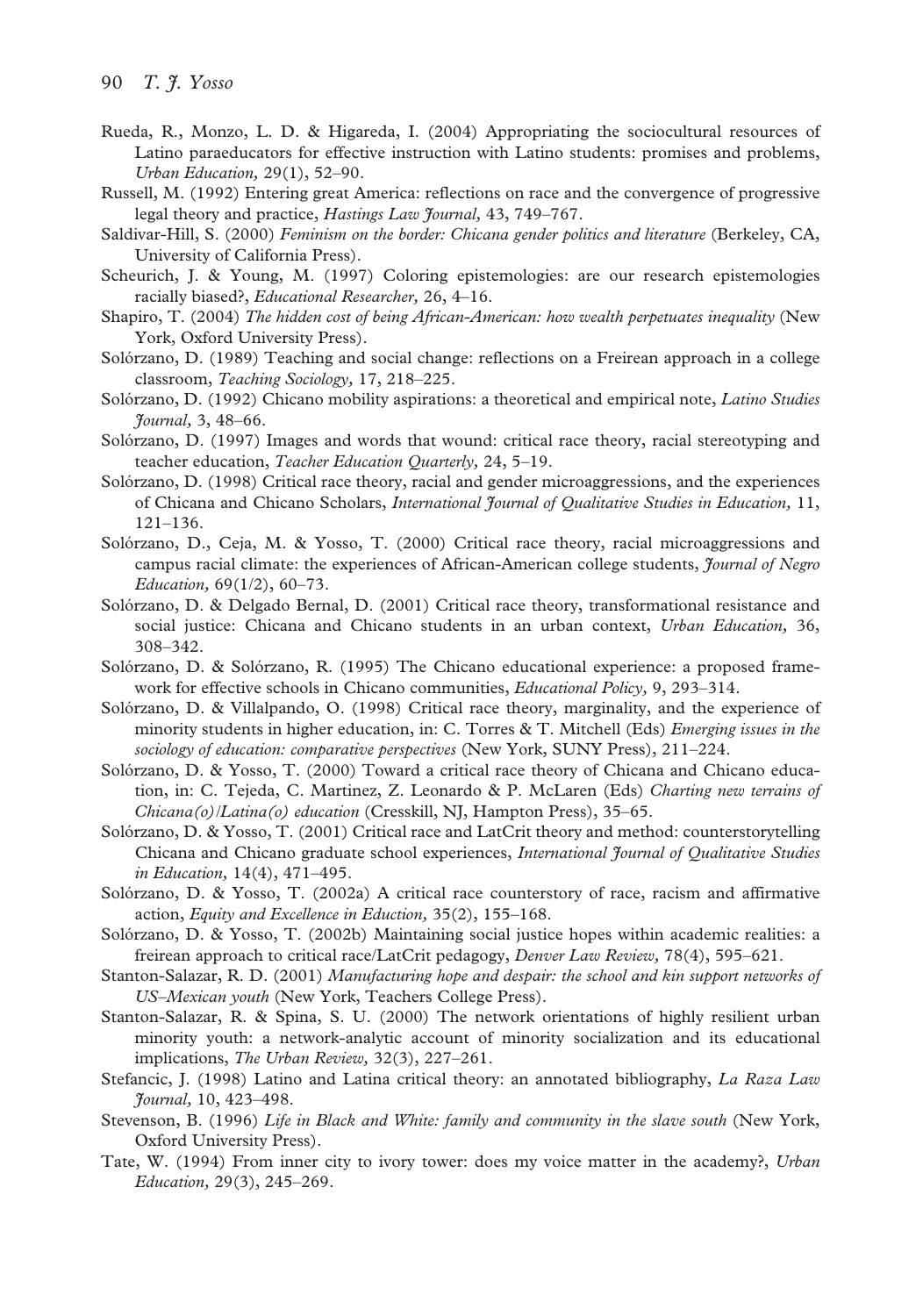Rueda, R., Monzo, L. D. & Higareda, I. (2004) Appropriating the sociocultural resources of Latino paraeducators for effective instruction with Latino students: promises and problems, *Urban Education,* 29(1), 52–90.

Russell, M. (1992) Entering great America: reflections on race and the convergence of progressive legal theory and practice, *Hastings Law Journal,* 43, 749–767.

Saldivar-Hill, S. (2000) *Feminism on the border: Chicana gender politics and literature* (Berkeley, CA, University of California Press).

Scheurich, J. & Young, M. (1997) Coloring epistemologies: are our research epistemologies racially biased?, *Educational Researcher,* 26, 4–16.

Shapiro, T. (2004) *The hidden cost of being African-American: how wealth perpetuates inequality* (New York, Oxford University Press).

Solórzano, D. (1989) Teaching and social change: reflections on a Freirean approach in a college classroom, *Teaching Sociology,* 17, 218–225.

Solórzano, D. (1992) Chicano mobility aspirations: a theoretical and empirical note, *Latino Studies Journal,* 3, 48–66.

Solórzano, D. (1997) Images and words that wound: critical race theory, racial stereotyping and teacher education, *Teacher Education Quarterly,* 24, 5–19.

Solórzano, D. (1998) Critical race theory, racial and gender microaggressions, and the experiences of Chicana and Chicano Scholars, *International Journal of Qualitative Studies in Education,* 11, 121–136.

Solórzano, D., Ceja, M. & Yosso, T. (2000) Critical race theory, racial microaggressions and campus racial climate: the experiences of African-American college students, *Journal of Negro Education,* 69(1/2), 60–73.

Solórzano, D. & Delgado Bernal, D. (2001) Critical race theory, transformational resistance and social justice: Chicana and Chicano students in an urban context, *Urban Education,* 36, 308–342.

Solórzano, D. & Solórzano, R. (1995) The Chicano educational experience: a proposed framework for effective schools in Chicano communities, *Educational Policy,* 9, 293–314.

Solórzano, D. & Villalpando, O. (1998) Critical race theory, marginality, and the experience of minority students in higher education, in: C. Torres & T. Mitchell (Eds) *Emerging issues in the sociology of education: comparative perspectives* (New York, SUNY Press), 211–224.

Solórzano, D. & Yosso, T. (2000) Toward a critical race theory of Chicana and Chicano education, in: C. Tejeda, C. Martinez, Z. Leonardo & P. McLaren (Eds) *Charting new terrains of Chicana(o)/Latina(o) education* (Cresskill, NJ, Hampton Press), 35–65.

Solórzano, D. & Yosso, T. (2001) Critical race and LatCrit theory and method: counterstorytelling Chicana and Chicano graduate school experiences, *International Journal of Qualitative Studies in Education,* 14(4), 471–495.

Solórzano, D. & Yosso, T. (2002a) A critical race counterstory of race, racism and affirmative action, *Equity and Excellence in Eduction,* 35(2), 155–168.

Solórzano, D. & Yosso, T. (2002b) Maintaining social justice hopes within academic realities: a freirean approach to critical race/LatCrit pedagogy, *Denver Law Review,* 78(4), 595–621.

Stanton-Salazar, R. D. (2001) *Manufacturing hope and despair: the school and kin support networks of US–Mexican youth* (New York, Teachers College Press).

Stanton-Salazar, R. & Spina, S. U. (2000) The network orientations of highly resilient urban minority youth: a network-analytic account of minority socialization and its educational implications, *The Urban Review,* 32(3), 227–261.

Stefancic, J. (1998) Latino and Latina critical theory: an annotated bibliography, *La Raza Law Journal,* 10, 423–498.

Stevenson, B. (1996) *Life in Black and White: family and community in the slave south* (New York, Oxford University Press).

Tate, W. (1994) From inner city to ivory tower: does my voice matter in the academy?, *Urban Education,* 29(3), 245–269.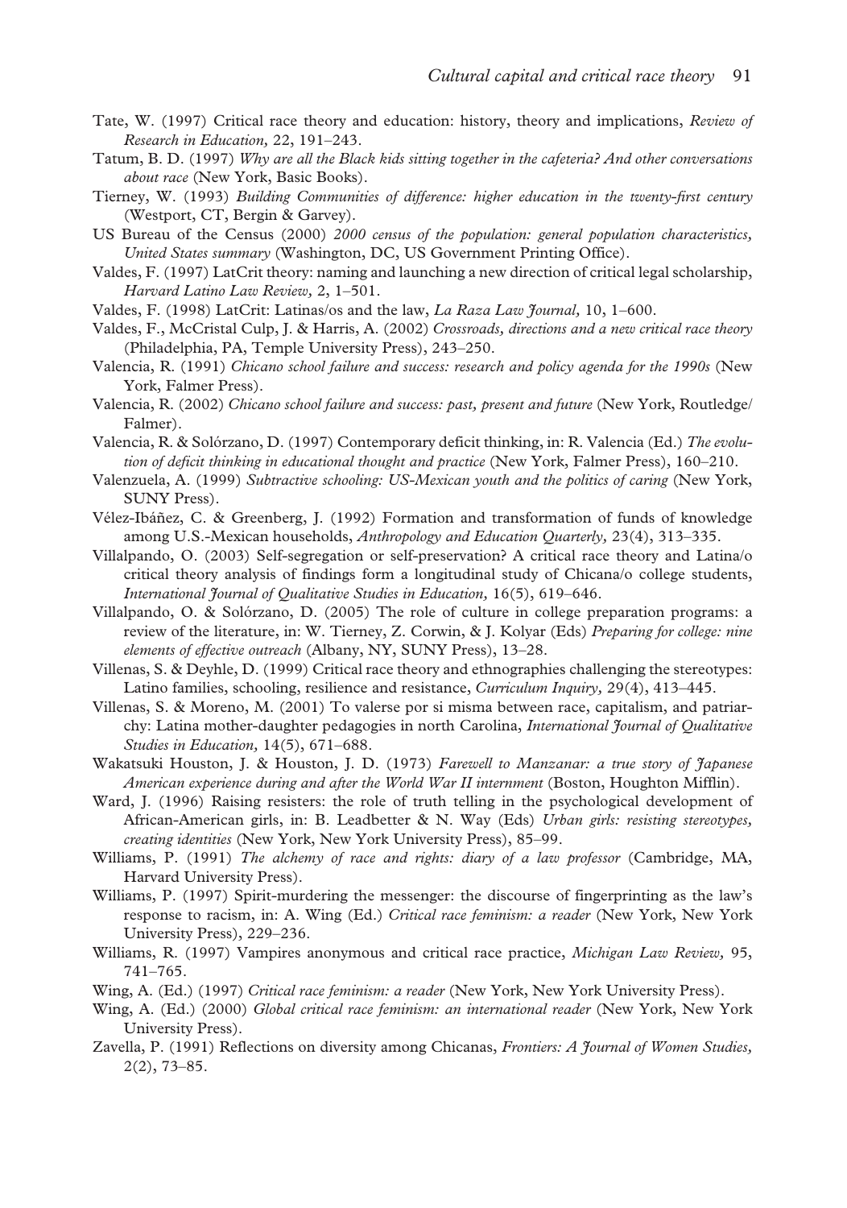Tate, W. (1997) Critical race theory and education: history, theory and implications, *Review of Research in Education,* 22, 191–243.

Tatum, B. D. (1997) *Why are all the Black kids sitting together in the cafeteria? And other conversations about race* (New York, Basic Books).

Tierney, W. (1993) *Building Communities of difference: higher education in the twenty-first century* (Westport, CT, Bergin & Garvey).

US Bureau of the Census (2000) *2000 census of the population: general population characteristics, United States summary* (Washington, DC, US Government Printing Office).

Valdes, F. (1997) LatCrit theory: naming and launching a new direction of critical legal scholarship, *Harvard Latino Law Review,* 2, 1–501.

Valdes, F. (1998) LatCrit: Latinas/os and the law, *La Raza Law Journal,* 10, 1–600.

Valdes, F., McCristal Culp, J. & Harris, A. (2002) *Crossroads, directions and a new critical race theory* (Philadelphia, PA, Temple University Press), 243–250.

Valencia, R. (1991) *Chicano school failure and success: research and policy agenda for the 1990s* (New York, Falmer Press).

Valencia, R. (2002) *Chicano school failure and success: past, present and future* (New York, Routledge/Falmer).

Valencia, R. & Solórzano, D. (1997) Contemporary deficit thinking, in: R. Valencia (Ed.) *The evolution of deficit thinking in educational thought and practice* (New York, Falmer Press), 160–210.

Valenzuela, A. (1999) *Subtractive schooling: US-Mexican youth and the politics of caring* (New York, SUNY Press).

Vélez-Ibáñez, C. & Greenberg, J. (1992) Formation and transformation of funds of knowledge among U.S.-Mexican households, *Anthropology and Education Quarterly,* 23(4), 313–335.

Villalpando, O. (2003) Self-segregation or self-preservation? A critical race theory and Latina/o critical theory analysis of findings form a longitudinal study of Chicana/o college students, *International Journal of Qualitative Studies in Education,* 16(5), 619–646.

Villalpando, O. & Solórzano, D. (2005) The role of culture in college preparation programs: a review of the literature, in: W. Tierney, Z. Corwin, & J. Kolyar (Eds) *Preparing for college: nine elements of effective outreach* (Albany, NY, SUNY Press), 13–28.

Villenas, S. & Deyhle, D. (1999) Critical race theory and ethnographies challenging the stereotypes: Latino families, schooling, resilience and resistance, *Curriculum Inquiry,* 29(4), 413–445.

Villenas, S. & Moreno, M. (2001) To valerse por si misma between race, capitalism, and patriarchy: Latina mother-daughter pedagogies in north Carolina, *International Journal of Qualitative Studies in Education,* 14(5), 671–688.

Wakatsuki Houston, J. & Houston, J. D. (1973) *Farewell to Manzanar: a true story of Japanese American experience during and after the World War II internment* (Boston, Houghton Mifflin).

Ward, J. (1996) Raising resisters: the role of truth telling in the psychological development of African-American girls, in: B. Leadbetter & N. Way (Eds) *Urban girls: resisting stereotypes, creating identities* (New York, New York University Press), 85–99.

Williams, P. (1991) *The alchemy of race and rights: diary of a law professor* (Cambridge, MA, Harvard University Press).

Williams, P. (1997) Spirit-murdering the messenger: the discourse of fingerprinting as the law's response to racism, in: A. Wing (Ed.) *Critical race feminism: a reader* (New York, New York University Press), 229–236.

Williams, R. (1997) Vampires anonymous and critical race practice, *Michigan Law Review,* 95, 741–765.

Wing, A. (Ed.) (1997) *Critical race feminism: a reader* (New York, New York University Press).

Wing, A. (Ed.) (2000) *Global critical race feminism: an international reader* (New York, New York University Press).

Zavella, P. (1991) Reflections on diversity among Chicanas, *Frontiers: A Journal of Women Studies,* 2(2), 73–85.